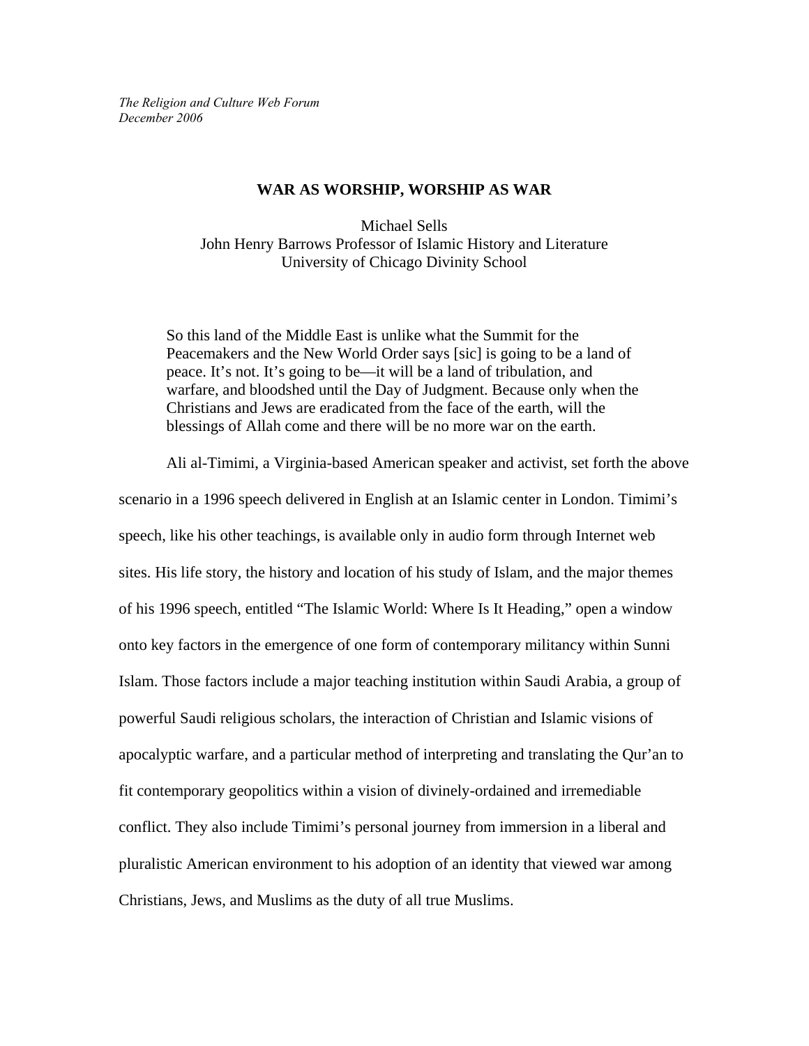*The Religion and Culture Web Forum*
*December 2006*

# WAR AS WORSHIP, WORSHIP AS WAR

Michael Sells
John Henry Barrows Professor of Islamic History and Literature
University of Chicago Divinity School

> So this land of the Middle East is unlike what the Summit for the Peacemakers and the New World Order says [sic] is going to be a land of peace. It's not. It's going to be—it will be a land of tribulation, and warfare, and bloodshed until the Day of Judgment. Because only when the Christians and Jews are eradicated from the face of the earth, will the blessings of Allah come and there will be no more war on the earth.

Ali al-Timimi, a Virginia-based American speaker and activist, set forth the above scenario in a 1996 speech delivered in English at an Islamic center in London. Timimi's speech, like his other teachings, is available only in audio form through Internet web sites. His life story, the history and location of his study of Islam, and the major themes of his 1996 speech, entitled "The Islamic World: Where Is It Heading," open a window onto key factors in the emergence of one form of contemporary militancy within Sunni Islam. Those factors include a major teaching institution within Saudi Arabia, a group of powerful Saudi religious scholars, the interaction of Christian and Islamic visions of apocalyptic warfare, and a particular method of interpreting and translating the Qur'an to fit contemporary geopolitics within a vision of divinely-ordained and irremediable conflict. They also include Timimi's personal journey from immersion in a liberal and pluralistic American environment to his adoption of an identity that viewed war among Christians, Jews, and Muslims as the duty of all true Muslims.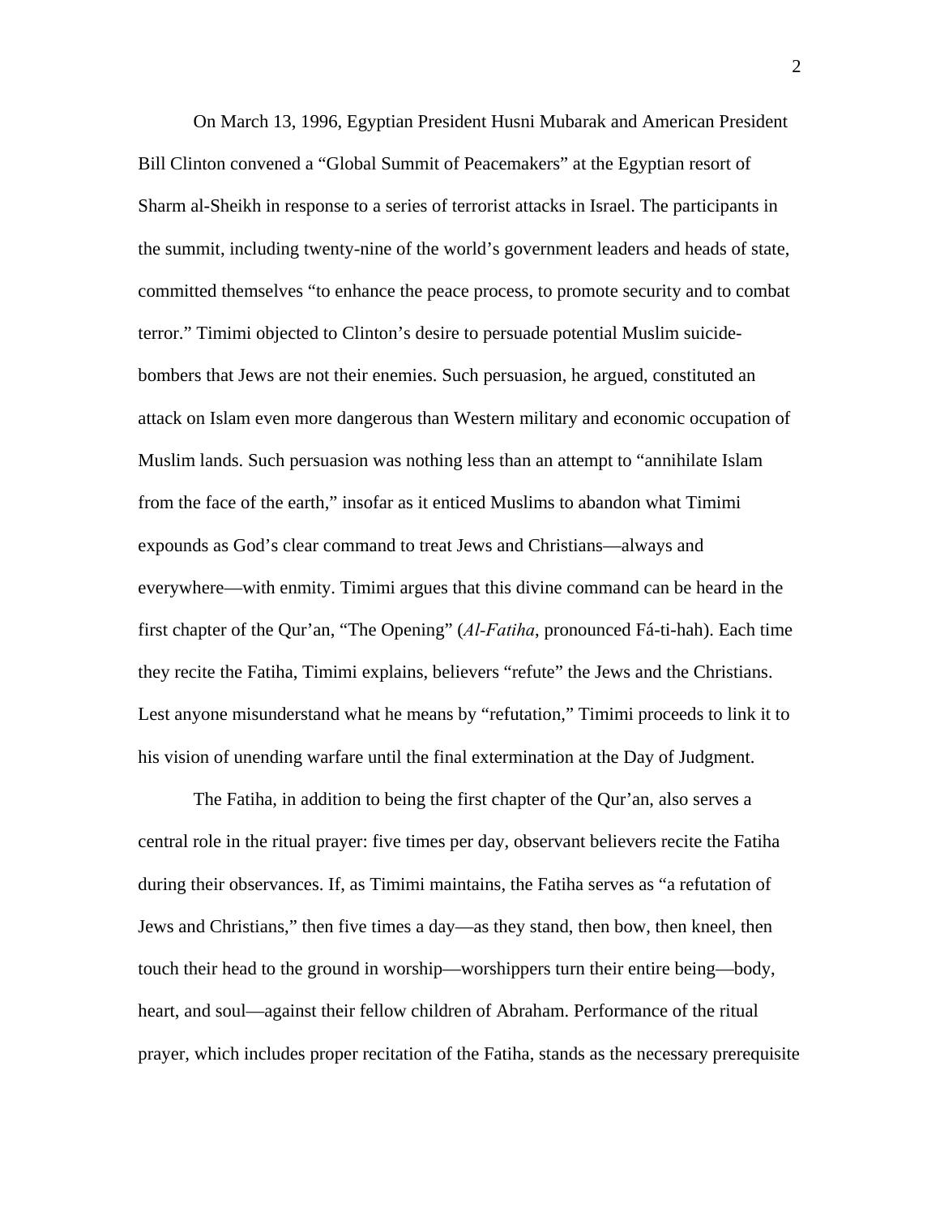On March 13, 1996, Egyptian President Husni Mubarak and American President Bill Clinton convened a "Global Summit of Peacemakers" at the Egyptian resort of Sharm al-Sheikh in response to a series of terrorist attacks in Israel. The participants in the summit, including twenty-nine of the world's government leaders and heads of state, committed themselves "to enhance the peace process, to promote security and to combat terror." Timimi objected to Clinton's desire to persuade potential Muslim suicide-bombers that Jews are not their enemies. Such persuasion, he argued, constituted an attack on Islam even more dangerous than Western military and economic occupation of Muslim lands. Such persuasion was nothing less than an attempt to "annihilate Islam from the face of the earth," insofar as it enticed Muslims to abandon what Timimi expounds as God's clear command to treat Jews and Christians—always and everywhere—with enmity. Timimi argues that this divine command can be heard in the first chapter of the Qur'an, "The Opening" (*Al-Fatiha*, pronounced Fá-ti-hah). Each time they recite the Fatiha, Timimi explains, believers "refute" the Jews and the Christians. Lest anyone misunderstand what he means by "refutation," Timimi proceeds to link it to his vision of unending warfare until the final extermination at the Day of Judgment.

The Fatiha, in addition to being the first chapter of the Qur'an, also serves a central role in the ritual prayer: five times per day, observant believers recite the Fatiha during their observances. If, as Timimi maintains, the Fatiha serves as "a refutation of Jews and Christians," then five times a day—as they stand, then bow, then kneel, then touch their head to the ground in worship—worshippers turn their entire being—body, heart, and soul—against their fellow children of Abraham. Performance of the ritual prayer, which includes proper recitation of the Fatiha, stands as the necessary prerequisite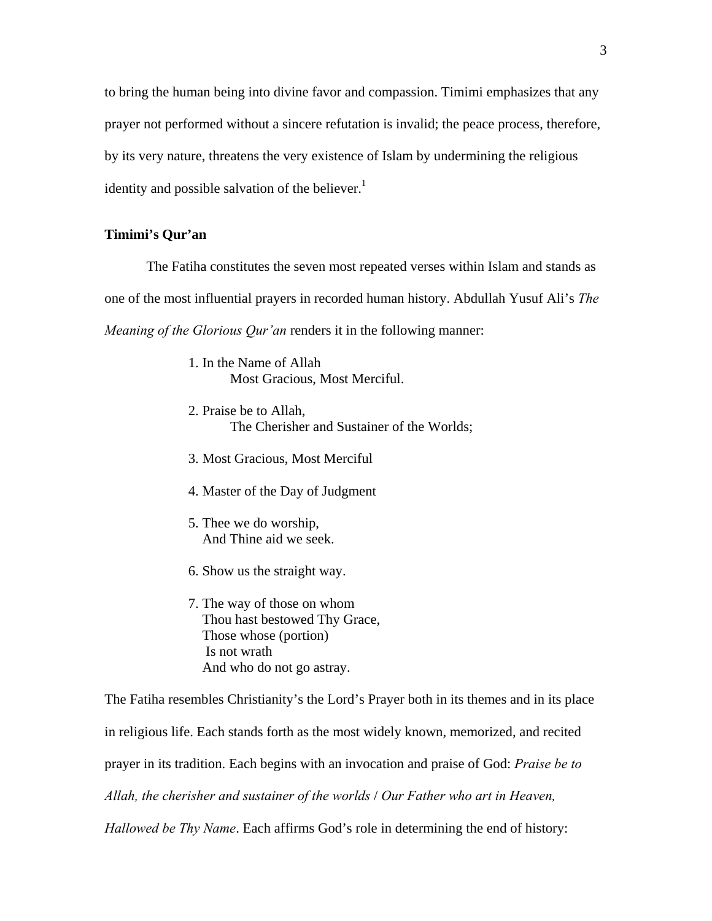to bring the human being into divine favor and compassion. Timimi emphasizes that any prayer not performed without a sincere refutation is invalid; the peace process, therefore, by its very nature, threatens the very existence of Islam by undermining the religious identity and possible salvation of the believer.[1]

### Timimi's Qur'an

The Fatiha constitutes the seven most repeated verses within Islam and stands as one of the most influential prayers in recorded human history. Abdullah Yusuf Ali's *The Meaning of the Glorious Qur'an* renders it in the following manner:

> 1. In the Name of Allah
> Most Gracious, Most Merciful.
>
> 2. Praise be to Allah,
> The Cherisher and Sustainer of the Worlds;
>
> 3. Most Gracious, Most Merciful
>
> 4. Master of the Day of Judgment
>
> 5. Thee we do worship,
> And Thine aid we seek.
>
> 6. Show us the straight way.
>
> 7. The way of those on whom
> Thou hast bestowed Thy Grace,
> Those whose (portion)
> Is not wrath
> And who do not go astray.

The Fatiha resembles Christianity's the Lord's Prayer both in its themes and in its place in religious life. Each stands forth as the most widely known, memorized, and recited prayer in its tradition. Each begins with an invocation and praise of God: *Praise be to Allah, the cherisher and sustainer of the worlds* / *Our Father who art in Heaven, Hallowed be Thy Name*. Each affirms God's role in determining the end of history: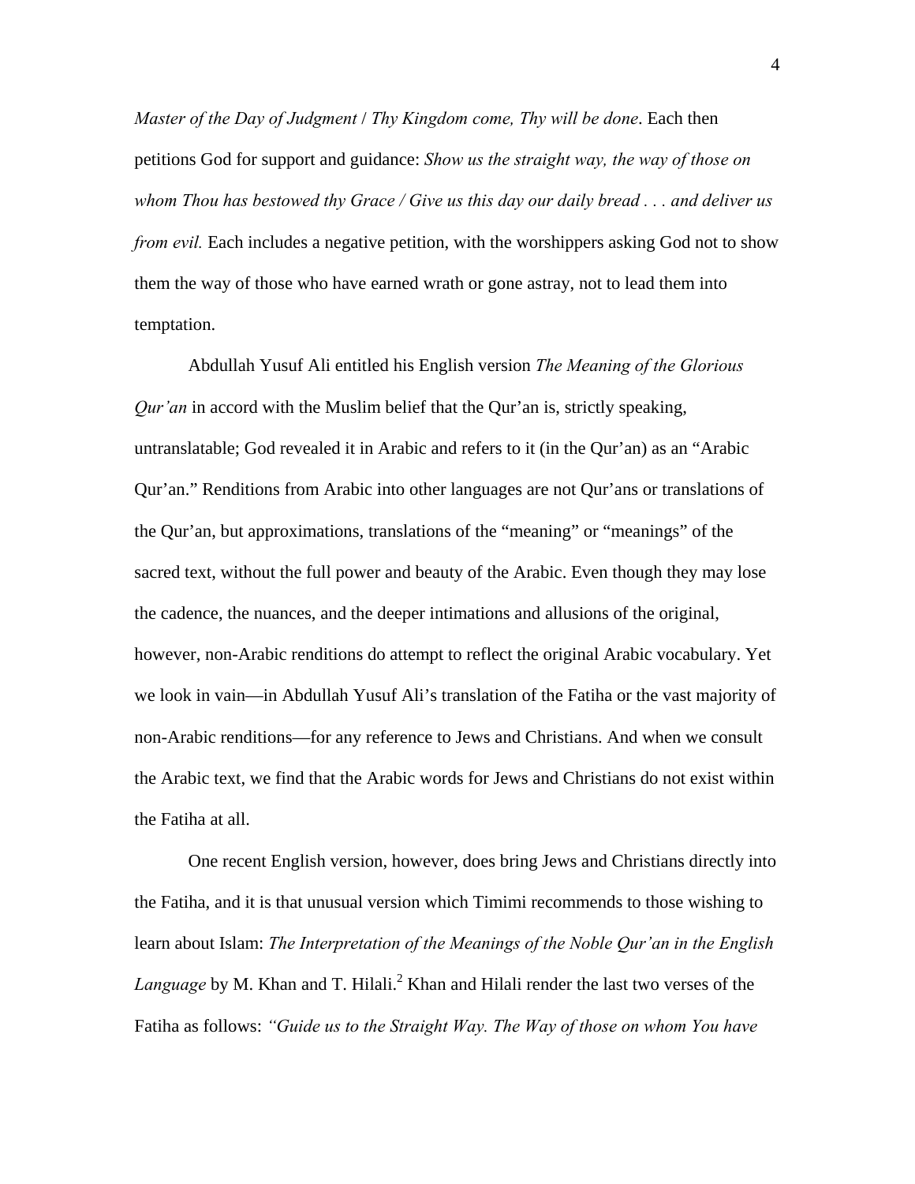*Master of the Day of Judgment* / *Thy Kingdom come, Thy will be done*. Each then petitions God for support and guidance: *Show us the straight way, the way of those on whom Thou has bestowed thy Grace / Give us this day our daily bread . . . and deliver us from evil.* Each includes a negative petition, with the worshippers asking God not to show them the way of those who have earned wrath or gone astray, not to lead them into temptation.

Abdullah Yusuf Ali entitled his English version *The Meaning of the Glorious Qur'an* in accord with the Muslim belief that the Qur'an is, strictly speaking, untranslatable; God revealed it in Arabic and refers to it (in the Qur'an) as an "Arabic Qur'an." Renditions from Arabic into other languages are not Qur'ans or translations of the Qur'an, but approximations, translations of the "meaning" or "meanings" of the sacred text, without the full power and beauty of the Arabic. Even though they may lose the cadence, the nuances, and the deeper intimations and allusions of the original, however, non-Arabic renditions do attempt to reflect the original Arabic vocabulary. Yet we look in vain—in Abdullah Yusuf Ali's translation of the Fatiha or the vast majority of non-Arabic renditions—for any reference to Jews and Christians. And when we consult the Arabic text, we find that the Arabic words for Jews and Christians do not exist within the Fatiha at all.

One recent English version, however, does bring Jews and Christians directly into the Fatiha, and it is that unusual version which Timimi recommends to those wishing to learn about Islam: *The Interpretation of the Meanings of the Noble Qur'an in the English Language* by M. Khan and T. Hilali.[2] Khan and Hilali render the last two verses of the Fatiha as follows: *"Guide us to the Straight Way. The Way of those on whom You have*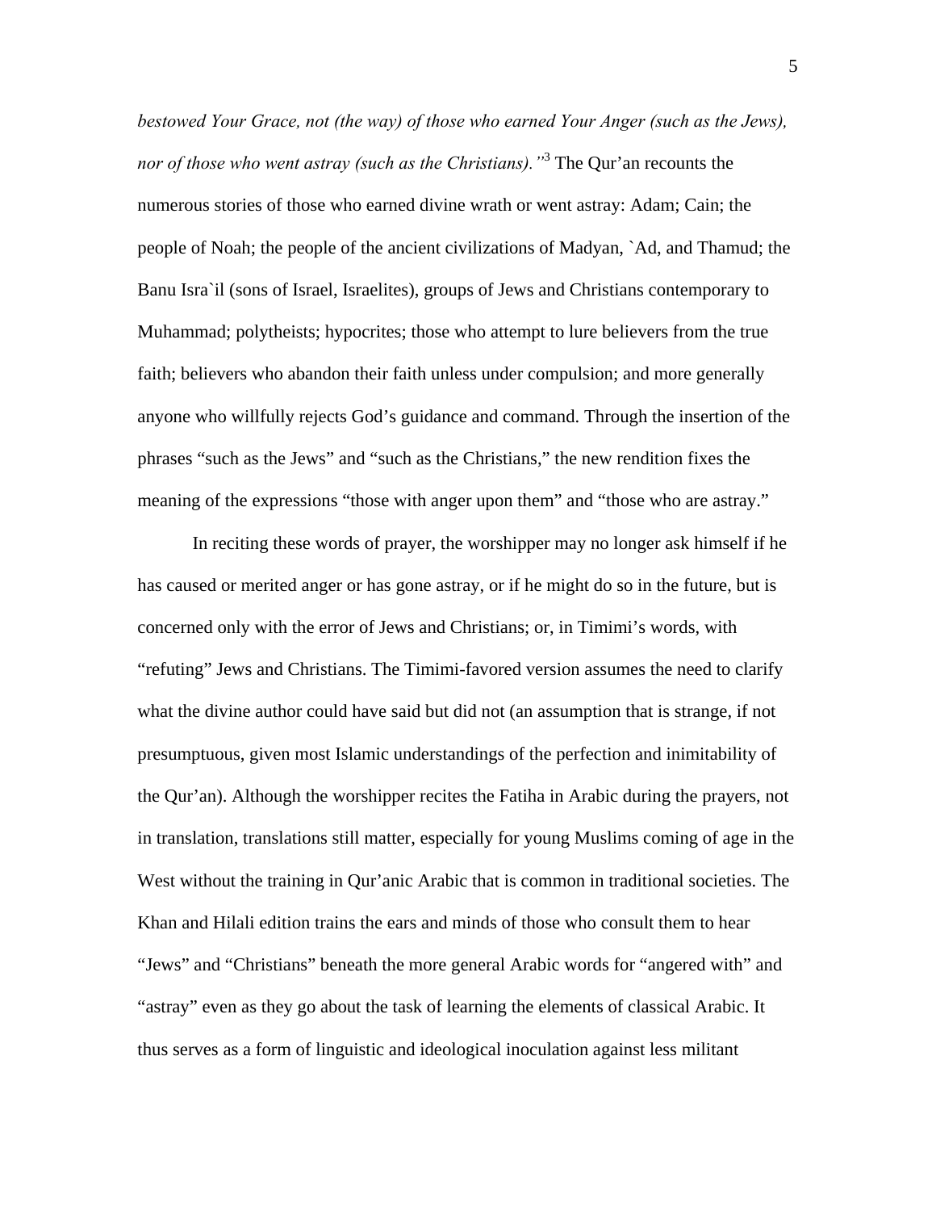*bestowed Your Grace, not (the way) of those who earned Your Anger (such as the Jews), nor of those who went astray (such as the Christians).”*[3] The Qur’an recounts the numerous stories of those who earned divine wrath or went astray: Adam; Cain; the people of Noah; the people of the ancient civilizations of Madyan, `Ad, and Thamud; the Banu Isra`il (sons of Israel, Israelites), groups of Jews and Christians contemporary to Muhammad; polytheists; hypocrites; those who attempt to lure believers from the true faith; believers who abandon their faith unless under compulsion; and more generally anyone who willfully rejects God’s guidance and command. Through the insertion of the phrases “such as the Jews” and “such as the Christians,” the new rendition fixes the meaning of the expressions “those with anger upon them” and “those who are astray.”

In reciting these words of prayer, the worshipper may no longer ask himself if he has caused or merited anger or has gone astray, or if he might do so in the future, but is concerned only with the error of Jews and Christians; or, in Timimi’s words, with “refuting” Jews and Christians. The Timimi-favored version assumes the need to clarify what the divine author could have said but did not (an assumption that is strange, if not presumptuous, given most Islamic understandings of the perfection and inimitability of the Qur’an). Although the worshipper recites the Fatiha in Arabic during the prayers, not in translation, translations still matter, especially for young Muslims coming of age in the West without the training in Qur’anic Arabic that is common in traditional societies. The Khan and Hilali edition trains the ears and minds of those who consult them to hear “Jews” and “Christians” beneath the more general Arabic words for “angered with” and “astray” even as they go about the task of learning the elements of classical Arabic. It thus serves as a form of linguistic and ideological inoculation against less militant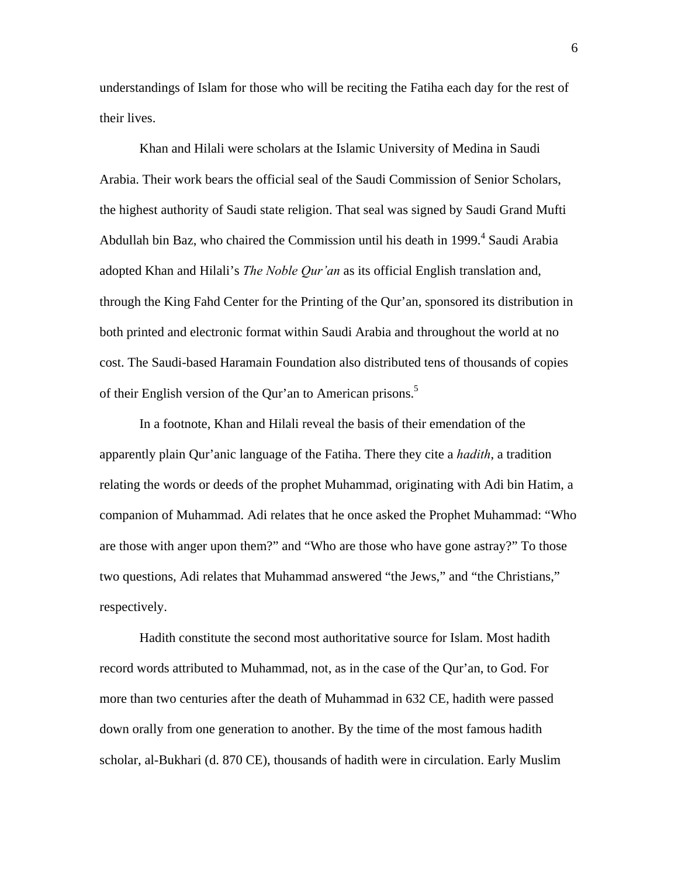understandings of Islam for those who will be reciting the Fatiha each day for the rest of their lives.

Khan and Hilali were scholars at the Islamic University of Medina in Saudi Arabia. Their work bears the official seal of the Saudi Commission of Senior Scholars, the highest authority of Saudi state religion. That seal was signed by Saudi Grand Mufti Abdullah bin Baz, who chaired the Commission until his death in 1999.[4] Saudi Arabia adopted Khan and Hilali's *The Noble Qur'an* as its official English translation and, through the King Fahd Center for the Printing of the Qur'an, sponsored its distribution in both printed and electronic format within Saudi Arabia and throughout the world at no cost. The Saudi-based Haramain Foundation also distributed tens of thousands of copies of their English version of the Qur'an to American prisons.[5]

In a footnote, Khan and Hilali reveal the basis of their emendation of the apparently plain Qur'anic language of the Fatiha. There they cite a *hadith*, a tradition relating the words or deeds of the prophet Muhammad, originating with Adi bin Hatim, a companion of Muhammad. Adi relates that he once asked the Prophet Muhammad: "Who are those with anger upon them?" and "Who are those who have gone astray?" To those two questions, Adi relates that Muhammad answered "the Jews," and "the Christians," respectively.

Hadith constitute the second most authoritative source for Islam. Most hadith record words attributed to Muhammad, not, as in the case of the Qur'an, to God. For more than two centuries after the death of Muhammad in 632 CE, hadith were passed down orally from one generation to another. By the time of the most famous hadith scholar, al-Bukhari (d. 870 CE), thousands of hadith were in circulation. Early Muslim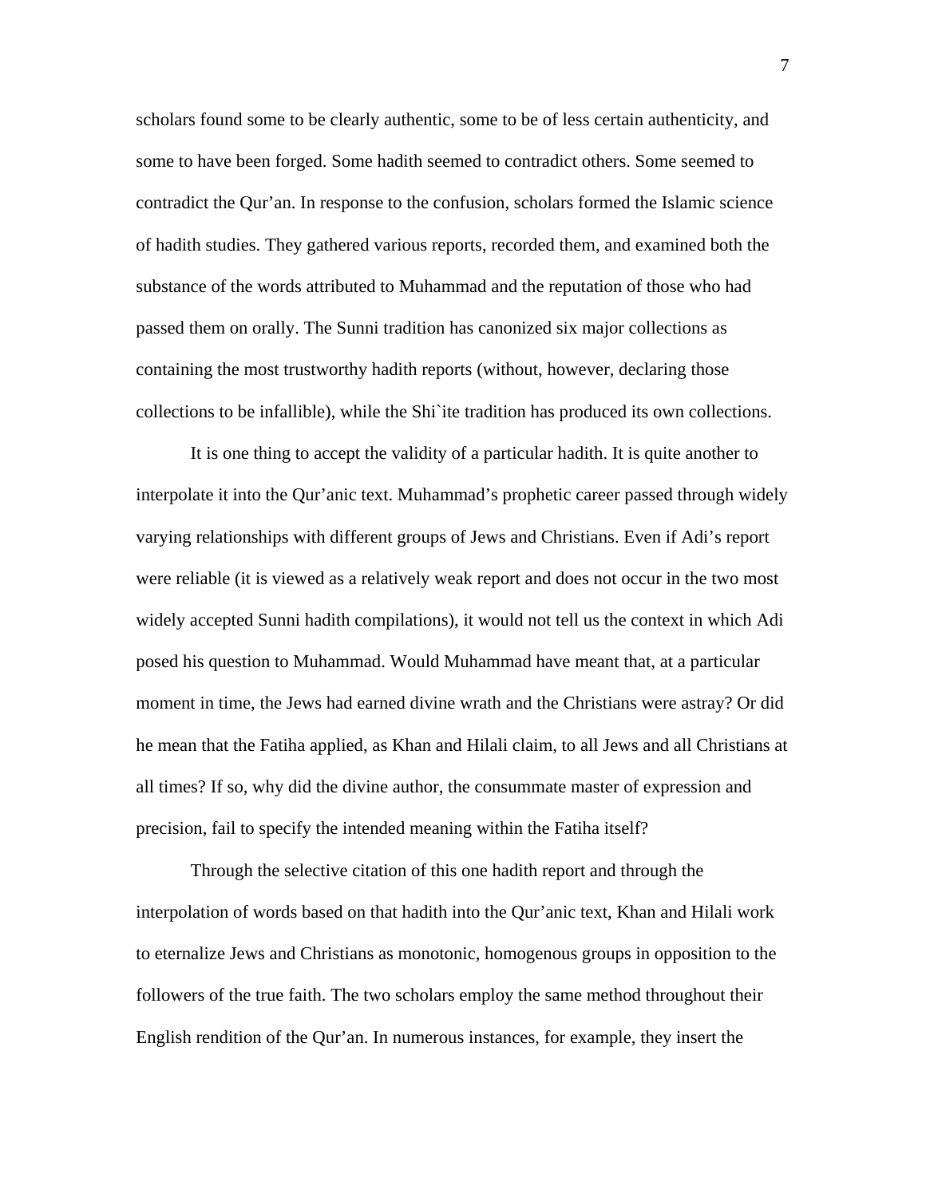scholars found some to be clearly authentic, some to be of less certain authenticity, and some to have been forged. Some hadith seemed to contradict others. Some seemed to contradict the Qur'an. In response to the confusion, scholars formed the Islamic science of hadith studies. They gathered various reports, recorded them, and examined both the substance of the words attributed to Muhammad and the reputation of those who had passed them on orally. The Sunni tradition has canonized six major collections as containing the most trustworthy hadith reports (without, however, declaring those collections to be infallible), while the Shi`ite tradition has produced its own collections.

It is one thing to accept the validity of a particular hadith. It is quite another to interpolate it into the Qur'anic text. Muhammad's prophetic career passed through widely varying relationships with different groups of Jews and Christians. Even if Adi's report were reliable (it is viewed as a relatively weak report and does not occur in the two most widely accepted Sunni hadith compilations), it would not tell us the context in which Adi posed his question to Muhammad. Would Muhammad have meant that, at a particular moment in time, the Jews had earned divine wrath and the Christians were astray? Or did he mean that the Fatiha applied, as Khan and Hilali claim, to all Jews and all Christians at all times? If so, why did the divine author, the consummate master of expression and precision, fail to specify the intended meaning within the Fatiha itself?

Through the selective citation of this one hadith report and through the interpolation of words based on that hadith into the Qur'anic text, Khan and Hilali work to eternalize Jews and Christians as monotonic, homogenous groups in opposition to the followers of the true faith. The two scholars employ the same method throughout their English rendition of the Qur'an. In numerous instances, for example, they insert the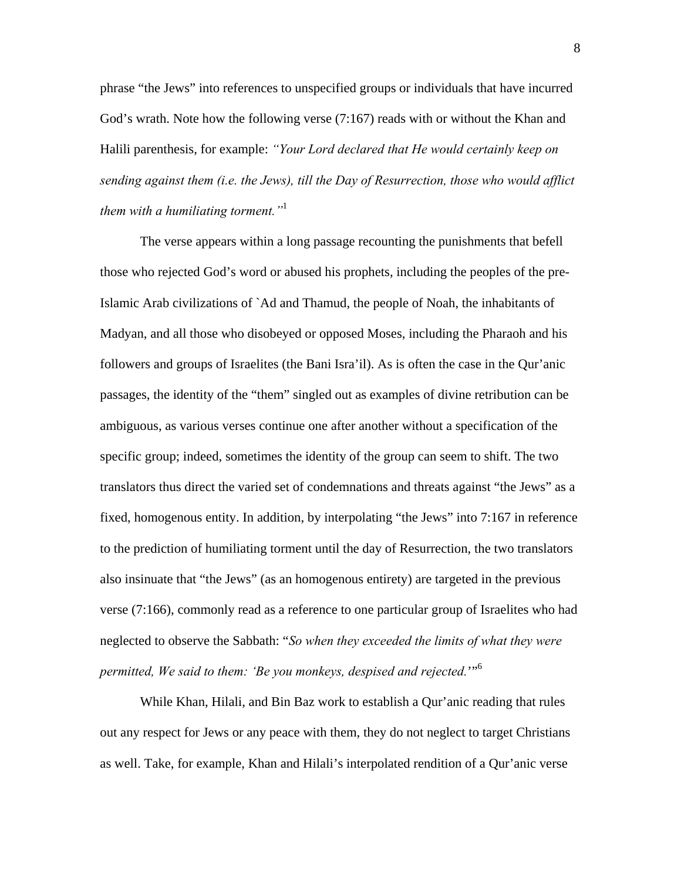phrase "the Jews" into references to unspecified groups or individuals that have incurred God's wrath. Note how the following verse (7:167) reads with or without the Khan and Halili parenthesis, for example: *"Your Lord declared that He would certainly keep on sending against them (i.e. the Jews), till the Day of Resurrection, those who would afflict them with a humiliating torment."*[1]

The verse appears within a long passage recounting the punishments that befell those who rejected God's word or abused his prophets, including the peoples of the pre-Islamic Arab civilizations of `Ad and Thamud, the people of Noah, the inhabitants of Madyan, and all those who disobeyed or opposed Moses, including the Pharaoh and his followers and groups of Israelites (the Bani Isra'il). As is often the case in the Qur'anic passages, the identity of the "them" singled out as examples of divine retribution can be ambiguous, as various verses continue one after another without a specification of the specific group; indeed, sometimes the identity of the group can seem to shift. The two translators thus direct the varied set of condemnations and threats against "the Jews" as a fixed, homogenous entity. In addition, by interpolating "the Jews" into 7:167 in reference to the prediction of humiliating torment until the day of Resurrection, the two translators also insinuate that "the Jews" (as an homogenous entirety) are targeted in the previous verse (7:166), commonly read as a reference to one particular group of Israelites who had neglected to observe the Sabbath: "*So when they exceeded the limits of what they were permitted, We said to them: 'Be you monkeys, despised and rejected.'*"[6]

While Khan, Hilali, and Bin Baz work to establish a Qur'anic reading that rules out any respect for Jews or any peace with them, they do not neglect to target Christians as well. Take, for example, Khan and Hilali's interpolated rendition of a Qur'anic verse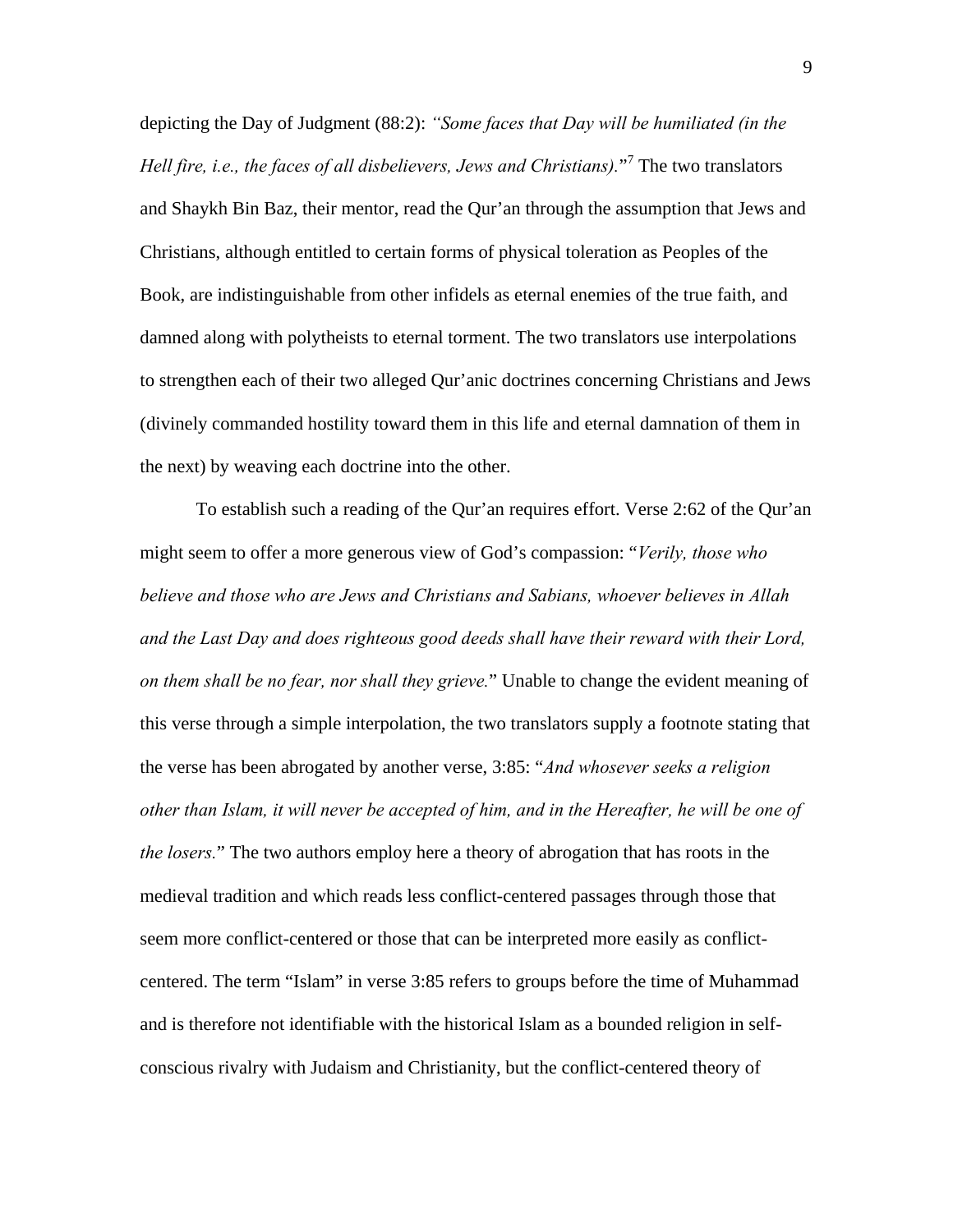depicting the Day of Judgment (88:2): *"Some faces that Day will be humiliated (in the Hell fire, i.e., the faces of all disbelievers, Jews and Christians)."*[7] The two translators and Shaykh Bin Baz, their mentor, read the Qur'an through the assumption that Jews and Christians, although entitled to certain forms of physical toleration as Peoples of the Book, are indistinguishable from other infidels as eternal enemies of the true faith, and damned along with polytheists to eternal torment. The two translators use interpolations to strengthen each of their two alleged Qur'anic doctrines concerning Christians and Jews (divinely commanded hostility toward them in this life and eternal damnation of them in the next) by weaving each doctrine into the other.

To establish such a reading of the Qur'an requires effort. Verse 2:62 of the Qur'an might seem to offer a more generous view of God's compassion: "*Verily, those who believe and those who are Jews and Christians and Sabians, whoever believes in Allah and the Last Day and does righteous good deeds shall have their reward with their Lord, on them shall be no fear, nor shall they grieve.*" Unable to change the evident meaning of this verse through a simple interpolation, the two translators supply a footnote stating that the verse has been abrogated by another verse, 3:85: "*And whosever seeks a religion other than Islam, it will never be accepted of him, and in the Hereafter, he will be one of the losers.*" The two authors employ here a theory of abrogation that has roots in the medieval tradition and which reads less conflict-centered passages through those that seem more conflict-centered or those that can be interpreted more easily as conflict-centered. The term "Islam" in verse 3:85 refers to groups before the time of Muhammad and is therefore not identifiable with the historical Islam as a bounded religion in self-conscious rivalry with Judaism and Christianity, but the conflict-centered theory of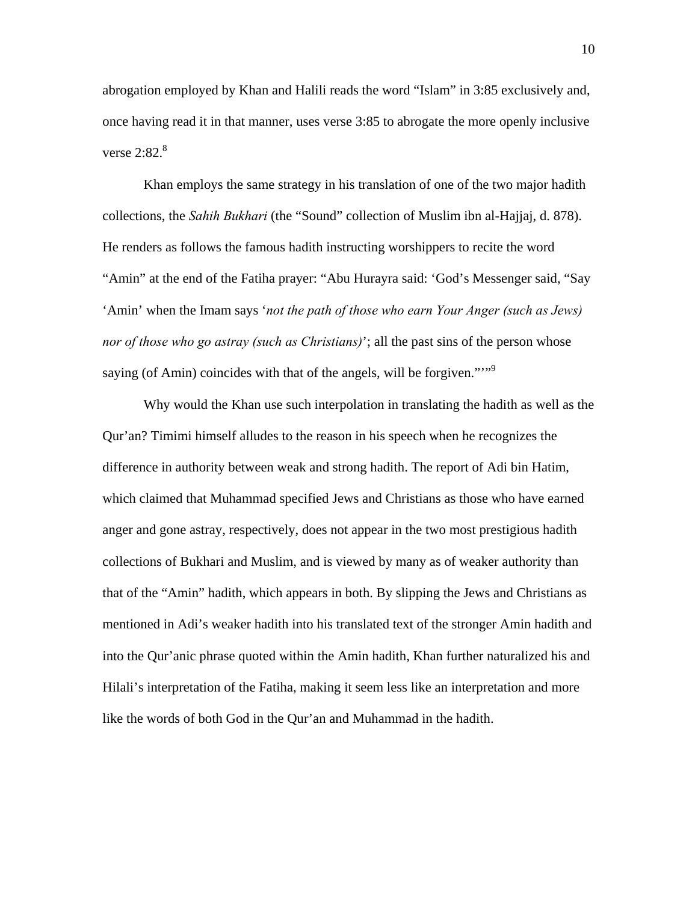abrogation employed by Khan and Halili reads the word “Islam” in 3:85 exclusively and, once having read it in that manner, uses verse 3:85 to abrogate the more openly inclusive verse 2:82.[8]

Khan employs the same strategy in his translation of one of the two major hadith collections, the *Sahih Bukhari* (the “Sound” collection of Muslim ibn al-Hajjaj, d. 878). He renders as follows the famous hadith instructing worshippers to recite the word “Amin” at the end of the Fatiha prayer: “Abu Hurayra said: ‘God’s Messenger said, “Say ‘Amin’ when the Imam says ‘*not the path of those who earn Your Anger (such as Jews) nor of those who go astray (such as Christians)*’; all the past sins of the person whose saying (of Amin) coincides with that of the angels, will be forgiven.”’”[9]

Why would the Khan use such interpolation in translating the hadith as well as the Qur’an? Timimi himself alludes to the reason in his speech when he recognizes the difference in authority between weak and strong hadith. The report of Adi bin Hatim, which claimed that Muhammad specified Jews and Christians as those who have earned anger and gone astray, respectively, does not appear in the two most prestigious hadith collections of Bukhari and Muslim, and is viewed by many as of weaker authority than that of the “Amin” hadith, which appears in both. By slipping the Jews and Christians as mentioned in Adi’s weaker hadith into his translated text of the stronger Amin hadith and into the Qur’anic phrase quoted within the Amin hadith, Khan further naturalized his and Hilali’s interpretation of the Fatiha, making it seem less like an interpretation and more like the words of both God in the Qur’an and Muhammad in the hadith.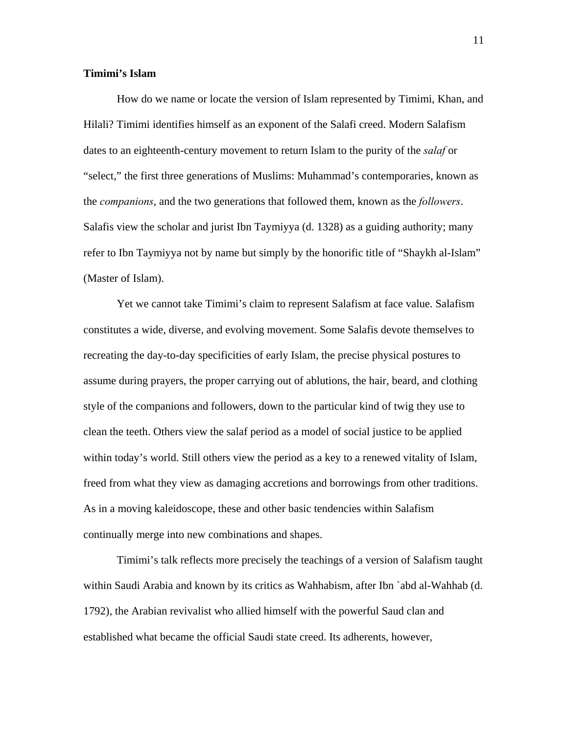**Timimi's Islam**

How do we name or locate the version of Islam represented by Timimi, Khan, and Hilali? Timimi identifies himself as an exponent of the Salafi creed. Modern Salafism dates to an eighteenth-century movement to return Islam to the purity of the *salaf* or "select," the first three generations of Muslims: Muhammad's contemporaries, known as the *companions*, and the two generations that followed them, known as the *followers*. Salafis view the scholar and jurist Ibn Taymiyya (d. 1328) as a guiding authority; many refer to Ibn Taymiyya not by name but simply by the honorific title of "Shaykh al-Islam" (Master of Islam).

Yet we cannot take Timimi's claim to represent Salafism at face value. Salafism constitutes a wide, diverse, and evolving movement. Some Salafis devote themselves to recreating the day-to-day specificities of early Islam, the precise physical postures to assume during prayers, the proper carrying out of ablutions, the hair, beard, and clothing style of the companions and followers, down to the particular kind of twig they use to clean the teeth. Others view the salaf period as a model of social justice to be applied within today's world. Still others view the period as a key to a renewed vitality of Islam, freed from what they view as damaging accretions and borrowings from other traditions. As in a moving kaleidoscope, these and other basic tendencies within Salafism continually merge into new combinations and shapes.

Timimi's talk reflects more precisely the teachings of a version of Salafism taught within Saudi Arabia and known by its critics as Wahhabism, after Ibn `abd al-Wahhab (d. 1792), the Arabian revivalist who allied himself with the powerful Saud clan and established what became the official Saudi state creed. Its adherents, however,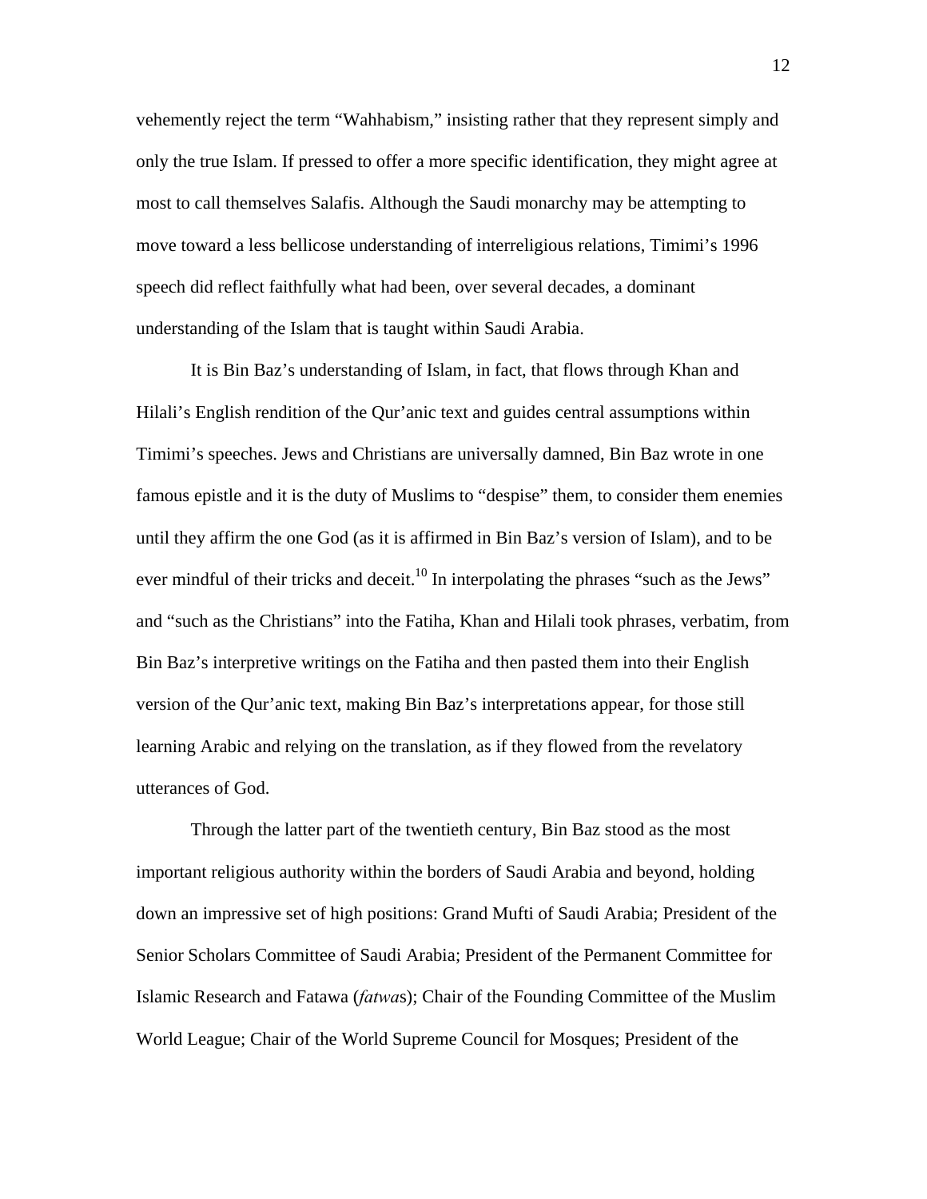vehemently reject the term "Wahhabism," insisting rather that they represent simply and only the true Islam. If pressed to offer a more specific identification, they might agree at most to call themselves Salafis. Although the Saudi monarchy may be attempting to move toward a less bellicose understanding of interreligious relations, Timimi's 1996 speech did reflect faithfully what had been, over several decades, a dominant understanding of the Islam that is taught within Saudi Arabia.

It is Bin Baz's understanding of Islam, in fact, that flows through Khan and Hilali's English rendition of the Qur'anic text and guides central assumptions within Timimi's speeches. Jews and Christians are universally damned, Bin Baz wrote in one famous epistle and it is the duty of Muslims to "despise" them, to consider them enemies until they affirm the one God (as it is affirmed in Bin Baz's version of Islam), and to be ever mindful of their tricks and deceit.[10] In interpolating the phrases "such as the Jews" and "such as the Christians" into the Fatiha, Khan and Hilali took phrases, verbatim, from Bin Baz's interpretive writings on the Fatiha and then pasted them into their English version of the Qur'anic text, making Bin Baz's interpretations appear, for those still learning Arabic and relying on the translation, as if they flowed from the revelatory utterances of God.

Through the latter part of the twentieth century, Bin Baz stood as the most important religious authority within the borders of Saudi Arabia and beyond, holding down an impressive set of high positions: Grand Mufti of Saudi Arabia; President of the Senior Scholars Committee of Saudi Arabia; President of the Permanent Committee for Islamic Research and Fatawa (*fatwa*s); Chair of the Founding Committee of the Muslim World League; Chair of the World Supreme Council for Mosques; President of the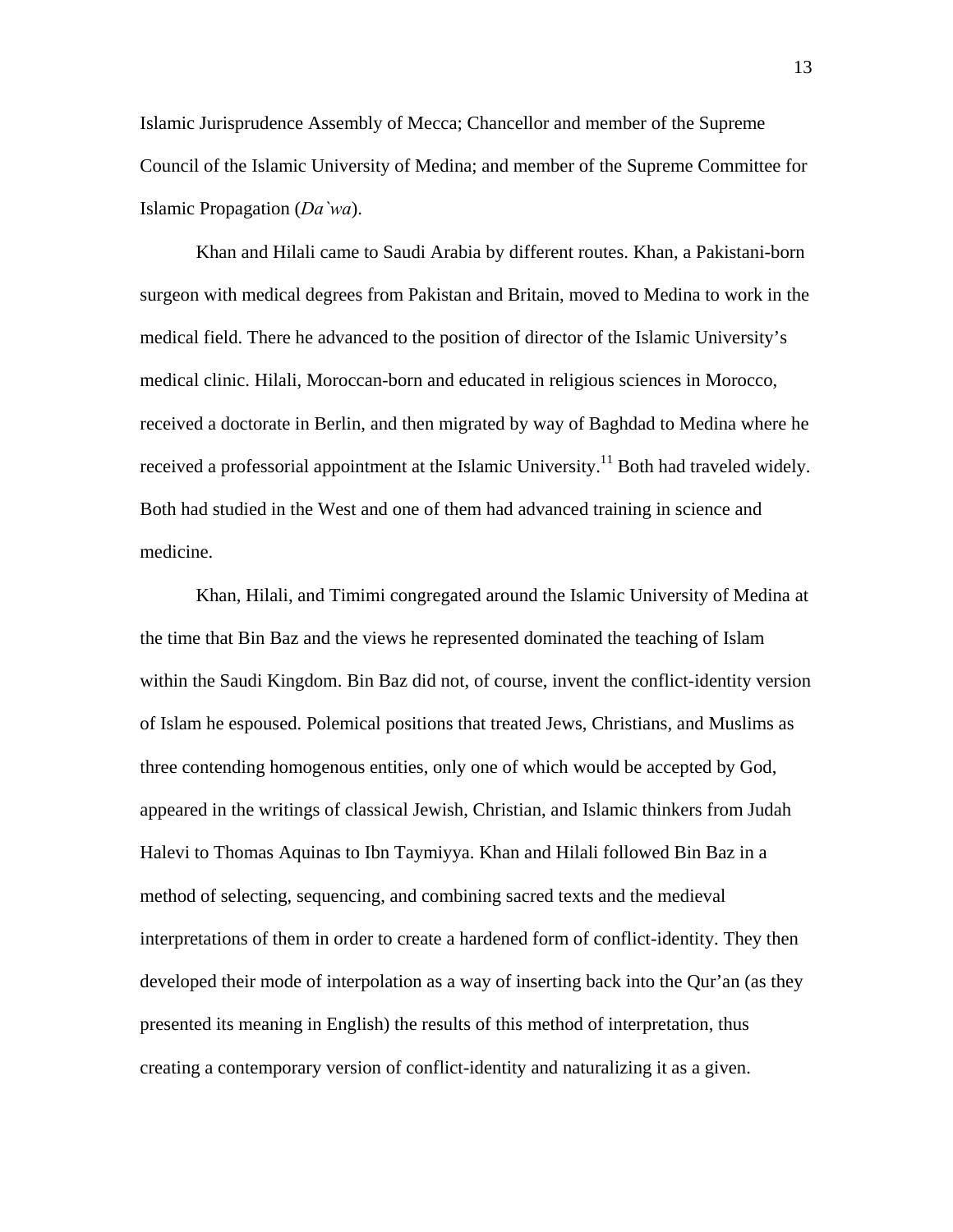Islamic Jurisprudence Assembly of Mecca; Chancellor and member of the Supreme Council of the Islamic University of Medina; and member of the Supreme Committee for Islamic Propagation (*Da`wa*).

Khan and Hilali came to Saudi Arabia by different routes. Khan, a Pakistani-born surgeon with medical degrees from Pakistan and Britain, moved to Medina to work in the medical field. There he advanced to the position of director of the Islamic University's medical clinic. Hilali, Moroccan-born and educated in religious sciences in Morocco, received a doctorate in Berlin, and then migrated by way of Baghdad to Medina where he received a professorial appointment at the Islamic University.[11] Both had traveled widely. Both had studied in the West and one of them had advanced training in science and medicine.

Khan, Hilali, and Timimi congregated around the Islamic University of Medina at the time that Bin Baz and the views he represented dominated the teaching of Islam within the Saudi Kingdom. Bin Baz did not, of course, invent the conflict-identity version of Islam he espoused. Polemical positions that treated Jews, Christians, and Muslims as three contending homogenous entities, only one of which would be accepted by God, appeared in the writings of classical Jewish, Christian, and Islamic thinkers from Judah Halevi to Thomas Aquinas to Ibn Taymiyya. Khan and Hilali followed Bin Baz in a method of selecting, sequencing, and combining sacred texts and the medieval interpretations of them in order to create a hardened form of conflict-identity. They then developed their mode of interpolation as a way of inserting back into the Qur'an (as they presented its meaning in English) the results of this method of interpretation, thus creating a contemporary version of conflict-identity and naturalizing it as a given.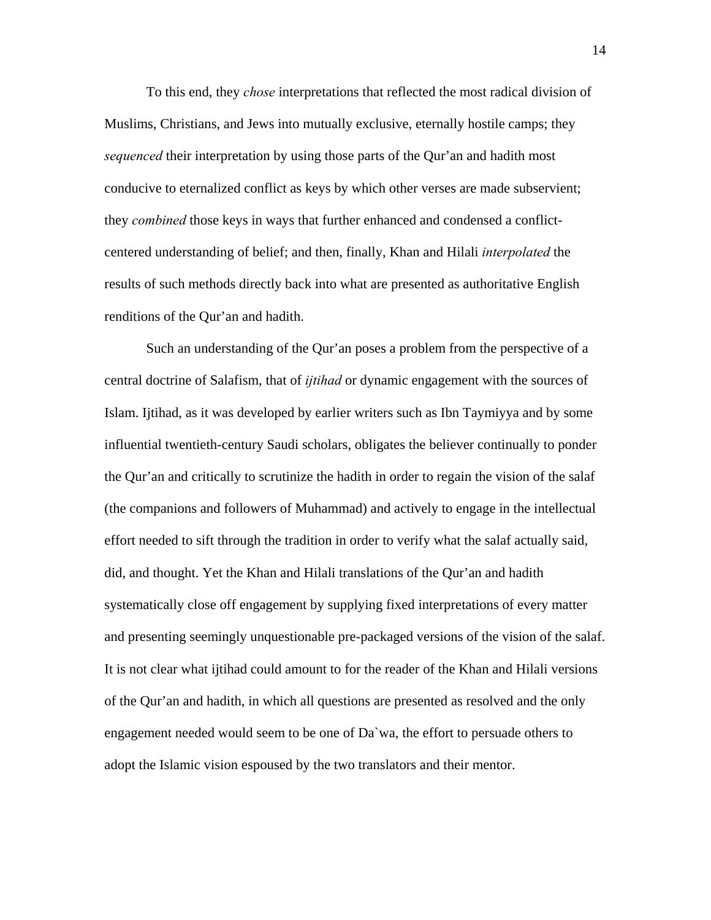To this end, they *chose* interpretations that reflected the most radical division of Muslims, Christians, and Jews into mutually exclusive, eternally hostile camps; they *sequenced* their interpretation by using those parts of the Qur'an and hadith most conducive to eternalized conflict as keys by which other verses are made subservient; they *combined* those keys in ways that further enhanced and condensed a conflict-centered understanding of belief; and then, finally, Khan and Hilali *interpolated* the results of such methods directly back into what are presented as authoritative English renditions of the Qur'an and hadith.

Such an understanding of the Qur'an poses a problem from the perspective of a central doctrine of Salafism, that of *ijtihad* or dynamic engagement with the sources of Islam. Ijtihad, as it was developed by earlier writers such as Ibn Taymiyya and by some influential twentieth-century Saudi scholars, obligates the believer continually to ponder the Qur'an and critically to scrutinize the hadith in order to regain the vision of the salaf (the companions and followers of Muhammad) and actively to engage in the intellectual effort needed to sift through the tradition in order to verify what the salaf actually said, did, and thought. Yet the Khan and Hilali translations of the Qur'an and hadith systematically close off engagement by supplying fixed interpretations of every matter and presenting seemingly unquestionable pre-packaged versions of the vision of the salaf. It is not clear what ijtihad could amount to for the reader of the Khan and Hilali versions of the Qur'an and hadith, in which all questions are presented as resolved and the only engagement needed would seem to be one of Da`wa, the effort to persuade others to adopt the Islamic vision espoused by the two translators and their mentor.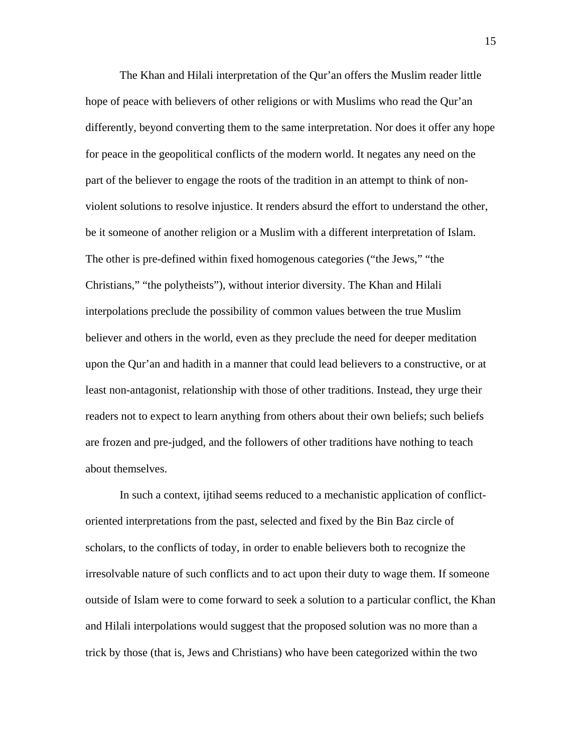The Khan and Hilali interpretation of the Qur'an offers the Muslim reader little hope of peace with believers of other religions or with Muslims who read the Qur'an differently, beyond converting them to the same interpretation. Nor does it offer any hope for peace in the geopolitical conflicts of the modern world. It negates any need on the part of the believer to engage the roots of the tradition in an attempt to think of non-violent solutions to resolve injustice. It renders absurd the effort to understand the other, be it someone of another religion or a Muslim with a different interpretation of Islam. The other is pre-defined within fixed homogenous categories ("the Jews," "the Christians," "the polytheists"), without interior diversity. The Khan and Hilali interpolations preclude the possibility of common values between the true Muslim believer and others in the world, even as they preclude the need for deeper meditation upon the Qur'an and hadith in a manner that could lead believers to a constructive, or at least non-antagonist, relationship with those of other traditions. Instead, they urge their readers not to expect to learn anything from others about their own beliefs; such beliefs are frozen and pre-judged, and the followers of other traditions have nothing to teach about themselves.

In such a context, ijtihad seems reduced to a mechanistic application of conflict-oriented interpretations from the past, selected and fixed by the Bin Baz circle of scholars, to the conflicts of today, in order to enable believers both to recognize the irresolvable nature of such conflicts and to act upon their duty to wage them. If someone outside of Islam were to come forward to seek a solution to a particular conflict, the Khan and Hilali interpolations would suggest that the proposed solution was no more than a trick by those (that is, Jews and Christians) who have been categorized within the two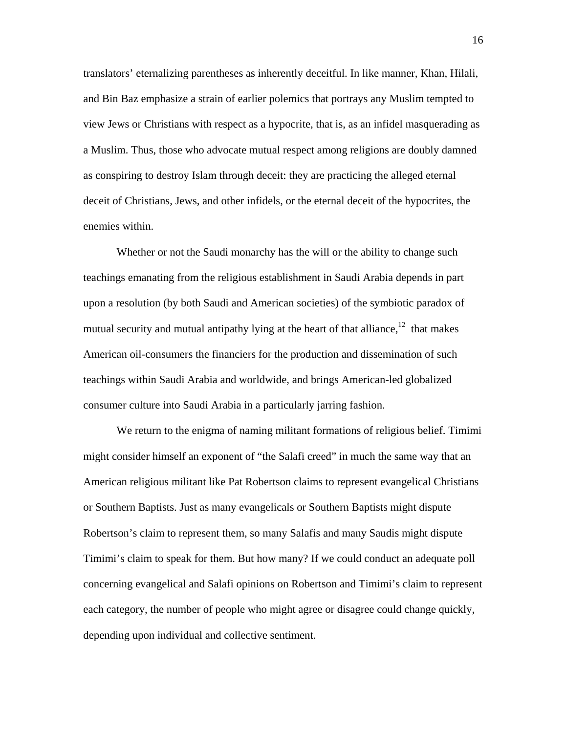translators' eternalizing parentheses as inherently deceitful. In like manner, Khan, Hilali, and Bin Baz emphasize a strain of earlier polemics that portrays any Muslim tempted to view Jews or Christians with respect as a hypocrite, that is, as an infidel masquerading as a Muslim. Thus, those who advocate mutual respect among religions are doubly damned as conspiring to destroy Islam through deceit: they are practicing the alleged eternal deceit of Christians, Jews, and other infidels, or the eternal deceit of the hypocrites, the enemies within.

Whether or not the Saudi monarchy has the will or the ability to change such teachings emanating from the religious establishment in Saudi Arabia depends in part upon a resolution (by both Saudi and American societies) of the symbiotic paradox of mutual security and mutual antipathy lying at the heart of that alliance,[12] that makes American oil-consumers the financiers for the production and dissemination of such teachings within Saudi Arabia and worldwide, and brings American-led globalized consumer culture into Saudi Arabia in a particularly jarring fashion.

We return to the enigma of naming militant formations of religious belief. Timimi might consider himself an exponent of "the Salafi creed" in much the same way that an American religious militant like Pat Robertson claims to represent evangelical Christians or Southern Baptists. Just as many evangelicals or Southern Baptists might dispute Robertson's claim to represent them, so many Salafis and many Saudis might dispute Timimi's claim to speak for them. But how many? If we could conduct an adequate poll concerning evangelical and Salafi opinions on Robertson and Timimi's claim to represent each category, the number of people who might agree or disagree could change quickly, depending upon individual and collective sentiment.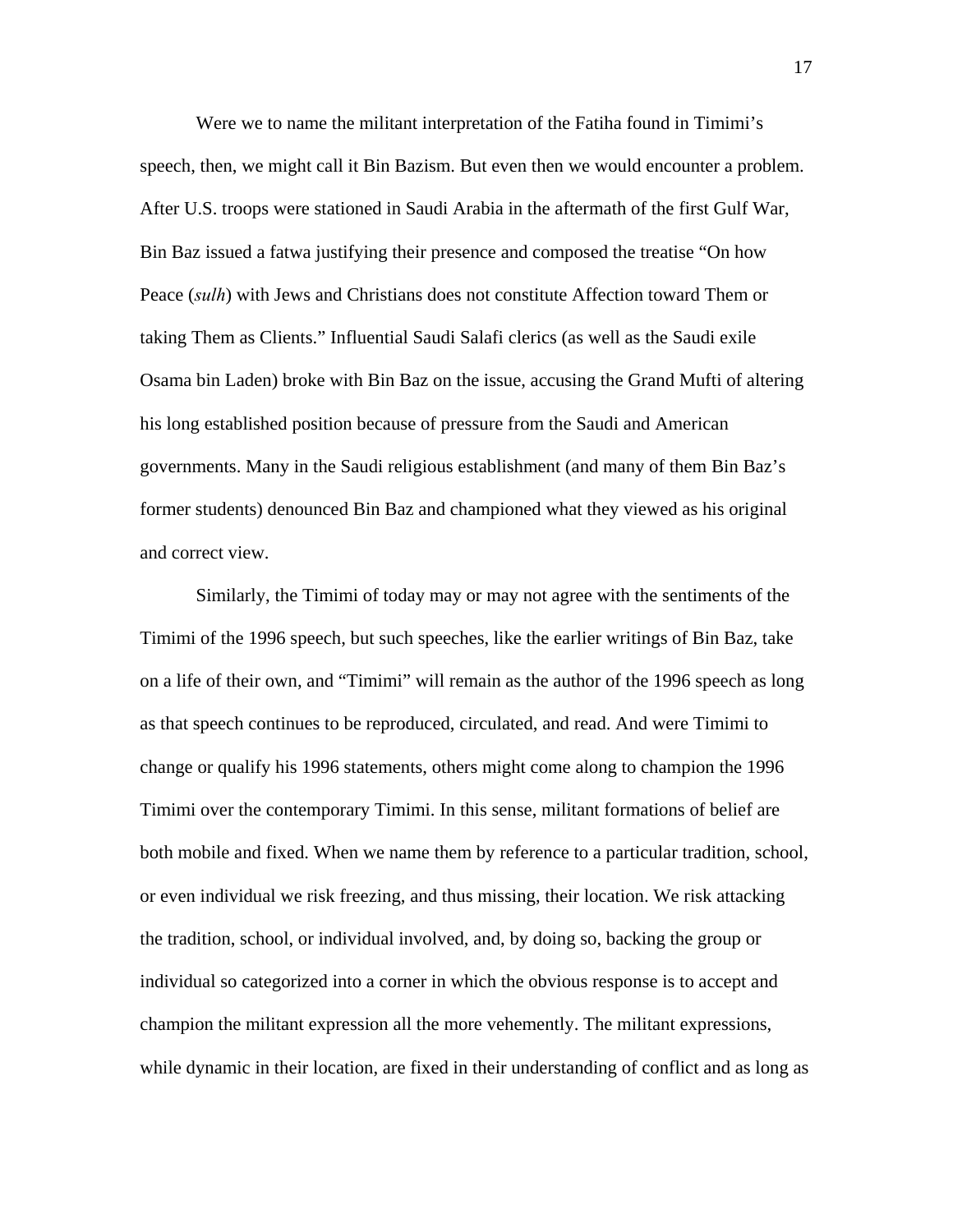Were we to name the militant interpretation of the Fatiha found in Timimi's speech, then, we might call it Bin Bazism. But even then we would encounter a problem. After U.S. troops were stationed in Saudi Arabia in the aftermath of the first Gulf War, Bin Baz issued a fatwa justifying their presence and composed the treatise "On how Peace (*sulh*) with Jews and Christians does not constitute Affection toward Them or taking Them as Clients." Influential Saudi Salafi clerics (as well as the Saudi exile Osama bin Laden) broke with Bin Baz on the issue, accusing the Grand Mufti of altering his long established position because of pressure from the Saudi and American governments. Many in the Saudi religious establishment (and many of them Bin Baz's former students) denounced Bin Baz and championed what they viewed as his original and correct view.

Similarly, the Timimi of today may or may not agree with the sentiments of the Timimi of the 1996 speech, but such speeches, like the earlier writings of Bin Baz, take on a life of their own, and "Timimi" will remain as the author of the 1996 speech as long as that speech continues to be reproduced, circulated, and read. And were Timimi to change or qualify his 1996 statements, others might come along to champion the 1996 Timimi over the contemporary Timimi. In this sense, militant formations of belief are both mobile and fixed. When we name them by reference to a particular tradition, school, or even individual we risk freezing, and thus missing, their location. We risk attacking the tradition, school, or individual involved, and, by doing so, backing the group or individual so categorized into a corner in which the obvious response is to accept and champion the militant expression all the more vehemently. The militant expressions, while dynamic in their location, are fixed in their understanding of conflict and as long as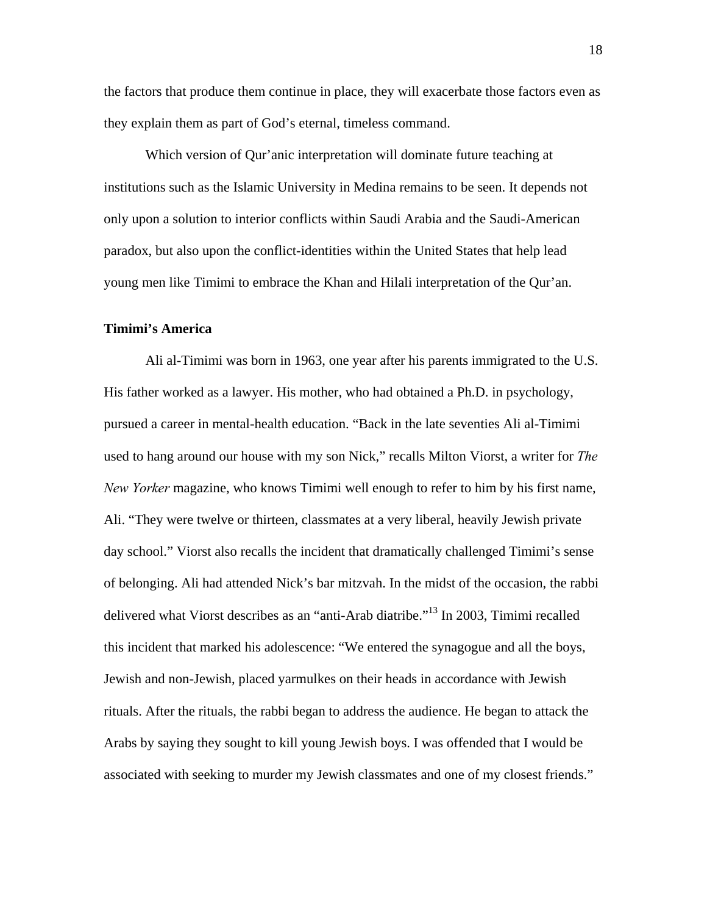the factors that produce them continue in place, they will exacerbate those factors even as they explain them as part of God's eternal, timeless command.

Which version of Qur'anic interpretation will dominate future teaching at institutions such as the Islamic University in Medina remains to be seen. It depends not only upon a solution to interior conflicts within Saudi Arabia and the Saudi-American paradox, but also upon the conflict-identities within the United States that help lead young men like Timimi to embrace the Khan and Hilali interpretation of the Qur'an.

**Timimi's America**

Ali al-Timimi was born in 1963, one year after his parents immigrated to the U.S. His father worked as a lawyer. His mother, who had obtained a Ph.D. in psychology, pursued a career in mental-health education. "Back in the late seventies Ali al-Timimi used to hang around our house with my son Nick," recalls Milton Viorst, a writer for *The New Yorker* magazine, who knows Timimi well enough to refer to him by his first name, Ali. "They were twelve or thirteen, classmates at a very liberal, heavily Jewish private day school." Viorst also recalls the incident that dramatically challenged Timimi's sense of belonging. Ali had attended Nick's bar mitzvah. In the midst of the occasion, the rabbi delivered what Viorst describes as an "anti-Arab diatribe."[13] In 2003, Timimi recalled this incident that marked his adolescence: "We entered the synagogue and all the boys, Jewish and non-Jewish, placed yarmulkes on their heads in accordance with Jewish rituals. After the rituals, the rabbi began to address the audience. He began to attack the Arabs by saying they sought to kill young Jewish boys. I was offended that I would be associated with seeking to murder my Jewish classmates and one of my closest friends."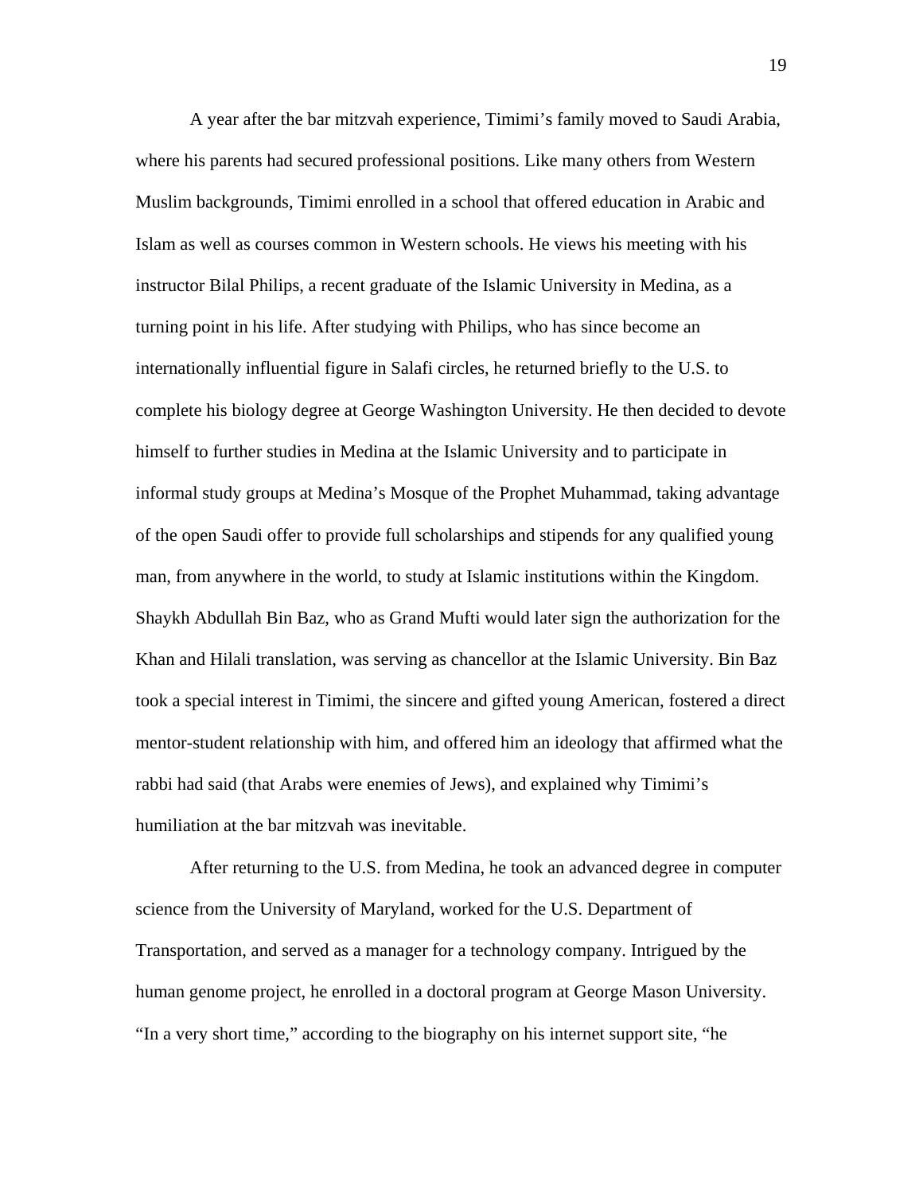A year after the bar mitzvah experience, Timimi's family moved to Saudi Arabia, where his parents had secured professional positions. Like many others from Western Muslim backgrounds, Timimi enrolled in a school that offered education in Arabic and Islam as well as courses common in Western schools. He views his meeting with his instructor Bilal Philips, a recent graduate of the Islamic University in Medina, as a turning point in his life. After studying with Philips, who has since become an internationally influential figure in Salafi circles, he returned briefly to the U.S. to complete his biology degree at George Washington University. He then decided to devote himself to further studies in Medina at the Islamic University and to participate in informal study groups at Medina's Mosque of the Prophet Muhammad, taking advantage of the open Saudi offer to provide full scholarships and stipends for any qualified young man, from anywhere in the world, to study at Islamic institutions within the Kingdom. Shaykh Abdullah Bin Baz, who as Grand Mufti would later sign the authorization for the Khan and Hilali translation, was serving as chancellor at the Islamic University. Bin Baz took a special interest in Timimi, the sincere and gifted young American, fostered a direct mentor-student relationship with him, and offered him an ideology that affirmed what the rabbi had said (that Arabs were enemies of Jews), and explained why Timimi's humiliation at the bar mitzvah was inevitable.

After returning to the U.S. from Medina, he took an advanced degree in computer science from the University of Maryland, worked for the U.S. Department of Transportation, and served as a manager for a technology company. Intrigued by the human genome project, he enrolled in a doctoral program at George Mason University. "In a very short time," according to the biography on his internet support site, "he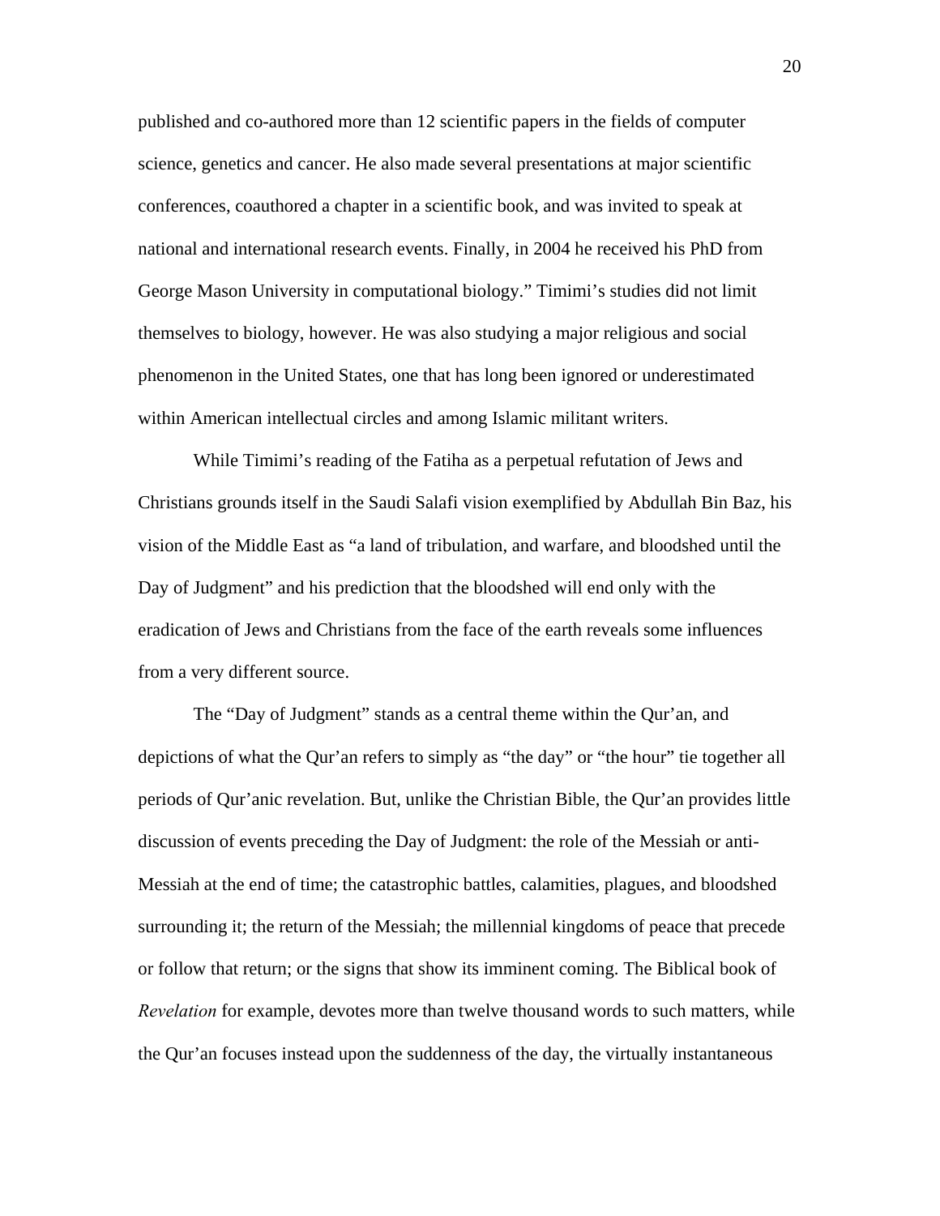published and co-authored more than 12 scientific papers in the fields of computer science, genetics and cancer. He also made several presentations at major scientific conferences, coauthored a chapter in a scientific book, and was invited to speak at national and international research events. Finally, in 2004 he received his PhD from George Mason University in computational biology." Timimi's studies did not limit themselves to biology, however. He was also studying a major religious and social phenomenon in the United States, one that has long been ignored or underestimated within American intellectual circles and among Islamic militant writers.

While Timimi's reading of the Fatiha as a perpetual refutation of Jews and Christians grounds itself in the Saudi Salafi vision exemplified by Abdullah Bin Baz, his vision of the Middle East as "a land of tribulation, and warfare, and bloodshed until the Day of Judgment" and his prediction that the bloodshed will end only with the eradication of Jews and Christians from the face of the earth reveals some influences from a very different source.

The "Day of Judgment" stands as a central theme within the Qur'an, and depictions of what the Qur'an refers to simply as "the day" or "the hour" tie together all periods of Qur'anic revelation. But, unlike the Christian Bible, the Qur'an provides little discussion of events preceding the Day of Judgment: the role of the Messiah or anti-Messiah at the end of time; the catastrophic battles, calamities, plagues, and bloodshed surrounding it; the return of the Messiah; the millennial kingdoms of peace that precede or follow that return; or the signs that show its imminent coming. The Biblical book of *Revelation* for example, devotes more than twelve thousand words to such matters, while the Qur'an focuses instead upon the suddenness of the day, the virtually instantaneous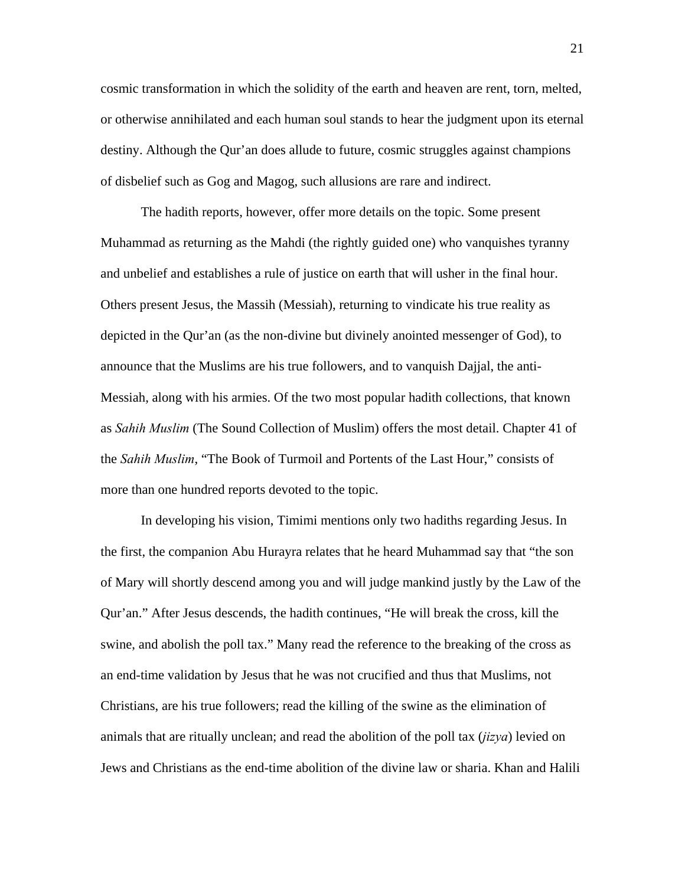cosmic transformation in which the solidity of the earth and heaven are rent, torn, melted, or otherwise annihilated and each human soul stands to hear the judgment upon its eternal destiny. Although the Qur'an does allude to future, cosmic struggles against champions of disbelief such as Gog and Magog, such allusions are rare and indirect.

The hadith reports, however, offer more details on the topic. Some present Muhammad as returning as the Mahdi (the rightly guided one) who vanquishes tyranny and unbelief and establishes a rule of justice on earth that will usher in the final hour. Others present Jesus, the Massih (Messiah), returning to vindicate his true reality as depicted in the Qur'an (as the non-divine but divinely anointed messenger of God), to announce that the Muslims are his true followers, and to vanquish Dajjal, the anti-Messiah, along with his armies. Of the two most popular hadith collections, that known as *Sahih Muslim* (The Sound Collection of Muslim) offers the most detail. Chapter 41 of the *Sahih Muslim*, "The Book of Turmoil and Portents of the Last Hour," consists of more than one hundred reports devoted to the topic.

In developing his vision, Timimi mentions only two hadiths regarding Jesus. In the first, the companion Abu Hurayra relates that he heard Muhammad say that "the son of Mary will shortly descend among you and will judge mankind justly by the Law of the Qur'an." After Jesus descends, the hadith continues, "He will break the cross, kill the swine, and abolish the poll tax." Many read the reference to the breaking of the cross as an end-time validation by Jesus that he was not crucified and thus that Muslims, not Christians, are his true followers; read the killing of the swine as the elimination of animals that are ritually unclean; and read the abolition of the poll tax (*jizya*) levied on Jews and Christians as the end-time abolition of the divine law or sharia. Khan and Halili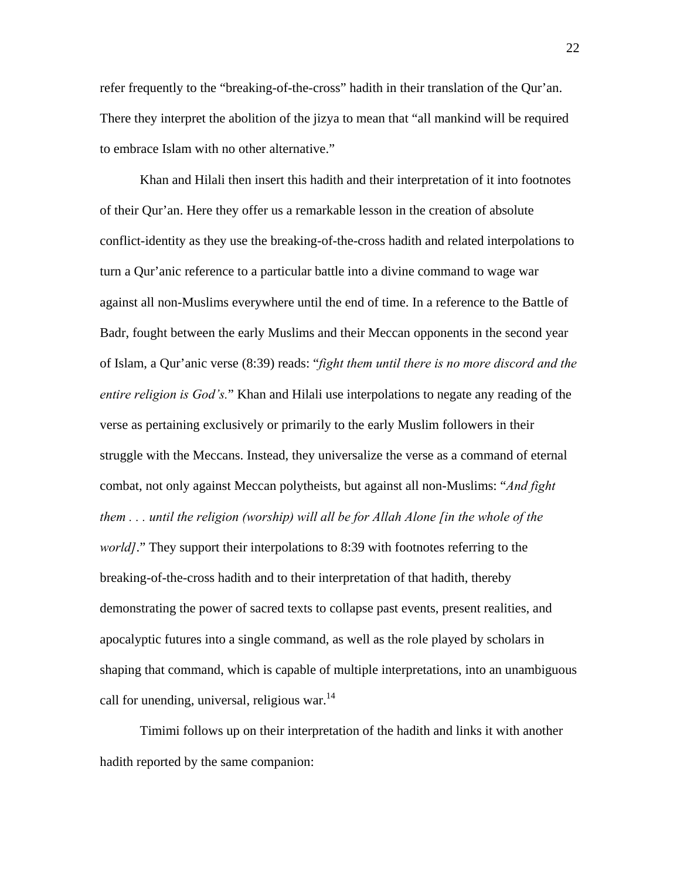refer frequently to the "breaking-of-the-cross" hadith in their translation of the Qur'an. There they interpret the abolition of the jizya to mean that "all mankind will be required to embrace Islam with no other alternative."

Khan and Hilali then insert this hadith and their interpretation of it into footnotes of their Qur'an. Here they offer us a remarkable lesson in the creation of absolute conflict-identity as they use the breaking-of-the-cross hadith and related interpolations to turn a Qur'anic reference to a particular battle into a divine command to wage war against all non-Muslims everywhere until the end of time. In a reference to the Battle of Badr, fought between the early Muslims and their Meccan opponents in the second year of Islam, a Qur'anic verse (8:39) reads: "*fight them until there is no more discord and the entire religion is God's.*" Khan and Hilali use interpolations to negate any reading of the verse as pertaining exclusively or primarily to the early Muslim followers in their struggle with the Meccans. Instead, they universalize the verse as a command of eternal combat, not only against Meccan polytheists, but against all non-Muslims: "*And fight them . . . until the religion (worship) will all be for Allah Alone [in the whole of the world]*." They support their interpolations to 8:39 with footnotes referring to the breaking-of-the-cross hadith and to their interpretation of that hadith, thereby demonstrating the power of sacred texts to collapse past events, present realities, and apocalyptic futures into a single command, as well as the role played by scholars in shaping that command, which is capable of multiple interpretations, into an unambiguous call for unending, universal, religious war.[14]

Timimi follows up on their interpretation of the hadith and links it with another hadith reported by the same companion: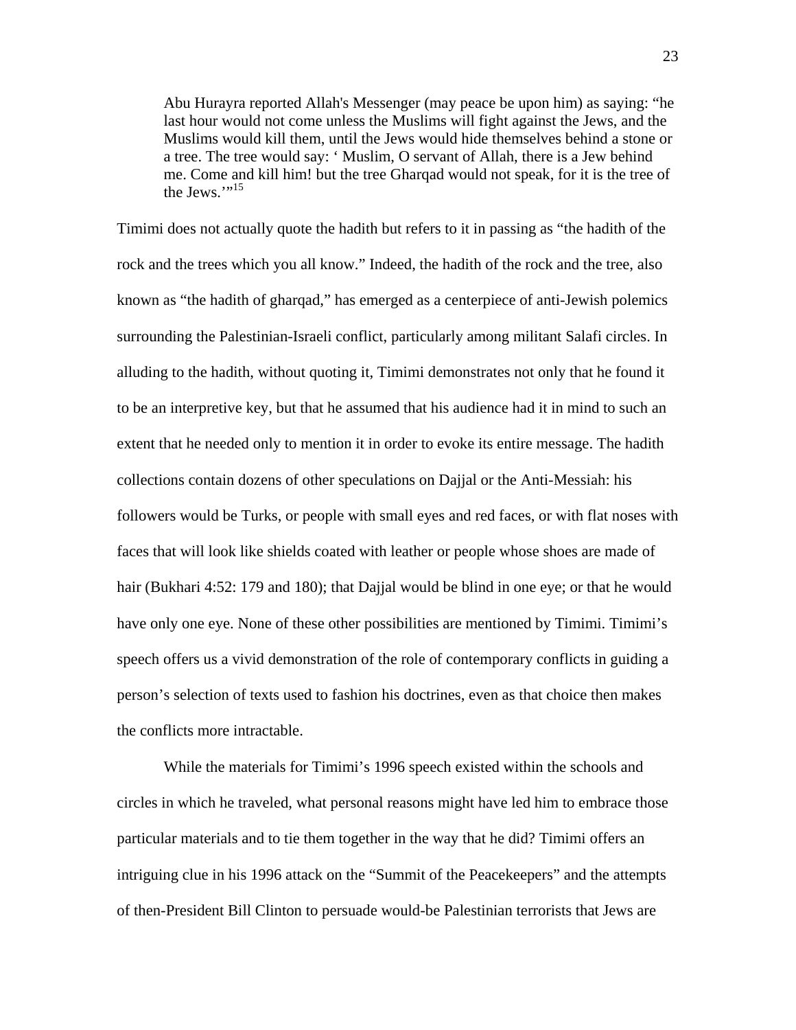> Abu Hurayra reported Allah's Messenger (may peace be upon him) as saying: "he last hour would not come unless the Muslims will fight against the Jews, and the Muslims would kill them, until the Jews would hide themselves behind a stone or a tree. The tree would say: ' Muslim, O servant of Allah, there is a Jew behind me. Come and kill him! but the tree Gharqad would not speak, for it is the tree of the Jews.'"[15]

Timimi does not actually quote the hadith but refers to it in passing as "the hadith of the rock and the trees which you all know." Indeed, the hadith of the rock and the tree, also known as "the hadith of gharqad," has emerged as a centerpiece of anti-Jewish polemics surrounding the Palestinian-Israeli conflict, particularly among militant Salafi circles. In alluding to the hadith, without quoting it, Timimi demonstrates not only that he found it to be an interpretive key, but that he assumed that his audience had it in mind to such an extent that he needed only to mention it in order to evoke its entire message. The hadith collections contain dozens of other speculations on Dajjal or the Anti-Messiah: his followers would be Turks, or people with small eyes and red faces, or with flat noses with faces that will look like shields coated with leather or people whose shoes are made of hair (Bukhari 4:52: 179 and 180); that Dajjal would be blind in one eye; or that he would have only one eye. None of these other possibilities are mentioned by Timimi. Timimi's speech offers us a vivid demonstration of the role of contemporary conflicts in guiding a person's selection of texts used to fashion his doctrines, even as that choice then makes the conflicts more intractable.

While the materials for Timimi's 1996 speech existed within the schools and circles in which he traveled, what personal reasons might have led him to embrace those particular materials and to tie them together in the way that he did? Timimi offers an intriguing clue in his 1996 attack on the "Summit of the Peacekeepers" and the attempts of then-President Bill Clinton to persuade would-be Palestinian terrorists that Jews are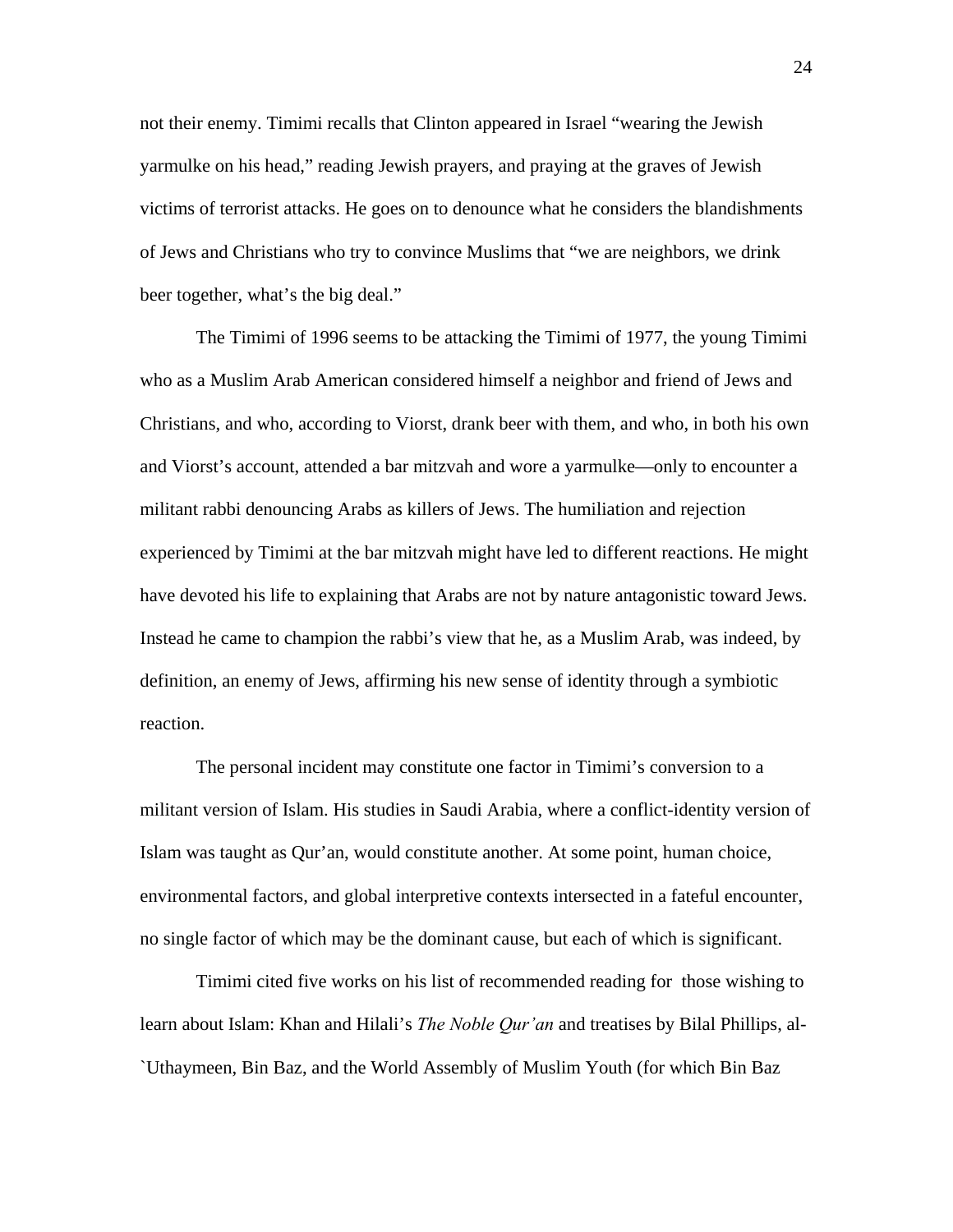not their enemy. Timimi recalls that Clinton appeared in Israel "wearing the Jewish yarmulke on his head," reading Jewish prayers, and praying at the graves of Jewish victims of terrorist attacks. He goes on to denounce what he considers the blandishments of Jews and Christians who try to convince Muslims that "we are neighbors, we drink beer together, what's the big deal."

The Timimi of 1996 seems to be attacking the Timimi of 1977, the young Timimi who as a Muslim Arab American considered himself a neighbor and friend of Jews and Christians, and who, according to Viorst, drank beer with them, and who, in both his own and Viorst's account, attended a bar mitzvah and wore a yarmulke—only to encounter a militant rabbi denouncing Arabs as killers of Jews. The humiliation and rejection experienced by Timimi at the bar mitzvah might have led to different reactions. He might have devoted his life to explaining that Arabs are not by nature antagonistic toward Jews. Instead he came to champion the rabbi's view that he, as a Muslim Arab, was indeed, by definition, an enemy of Jews, affirming his new sense of identity through a symbiotic reaction.

The personal incident may constitute one factor in Timimi's conversion to a militant version of Islam. His studies in Saudi Arabia, where a conflict-identity version of Islam was taught as Qur'an, would constitute another. At some point, human choice, environmental factors, and global interpretive contexts intersected in a fateful encounter, no single factor of which may be the dominant cause, but each of which is significant.

Timimi cited five works on his list of recommended reading for those wishing to learn about Islam: Khan and Hilali's *The Noble Qur'an* and treatises by Bilal Phillips, al-`Uthaymeen, Bin Baz, and the World Assembly of Muslim Youth (for which Bin Baz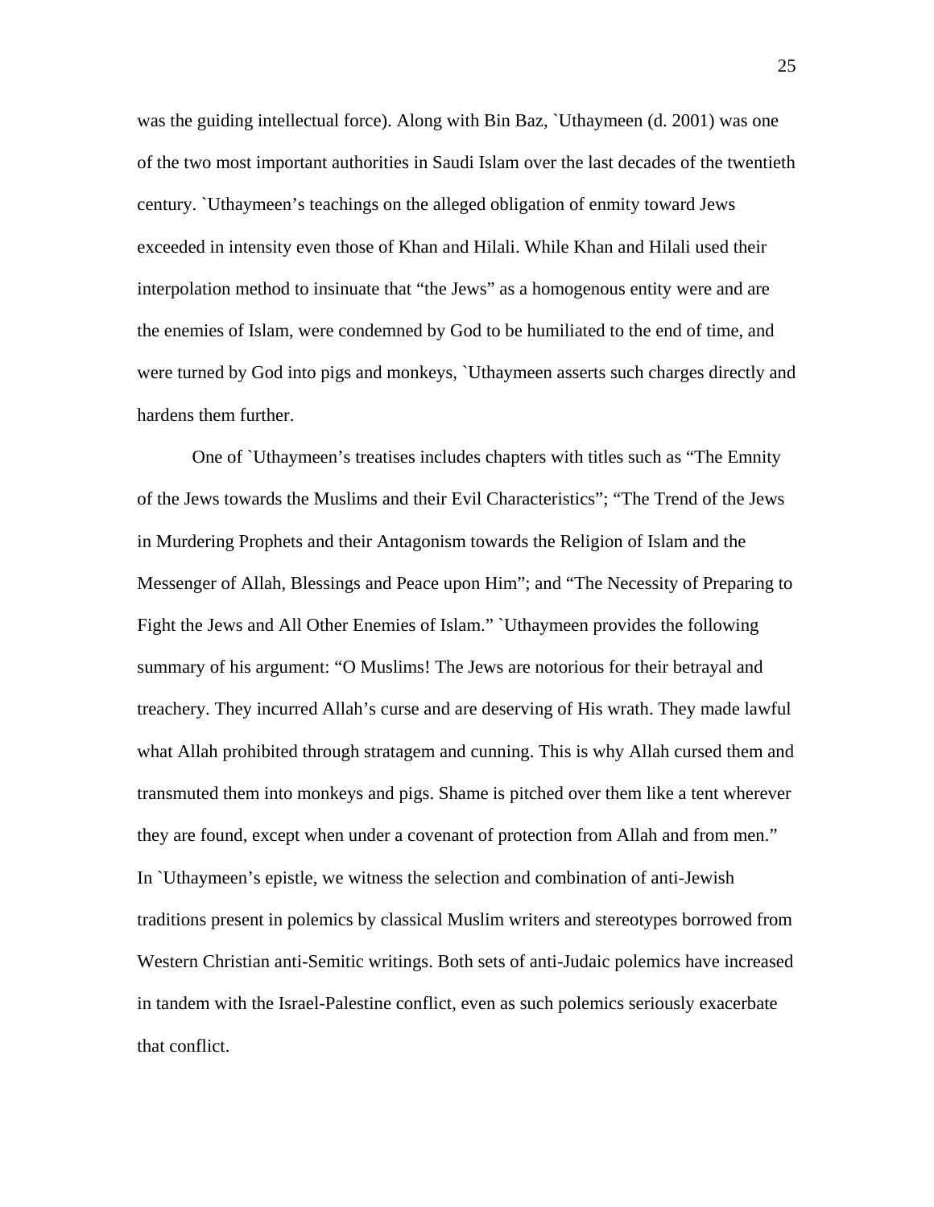was the guiding intellectual force). Along with Bin Baz, `Uthaymeen (d. 2001) was one of the two most important authorities in Saudi Islam over the last decades of the twentieth century. `Uthaymeen's teachings on the alleged obligation of enmity toward Jews exceeded in intensity even those of Khan and Hilali. While Khan and Hilali used their interpolation method to insinuate that "the Jews" as a homogenous entity were and are the enemies of Islam, were condemned by God to be humiliated to the end of time, and were turned by God into pigs and monkeys, `Uthaymeen asserts such charges directly and hardens them further.

One of `Uthaymeen's treatises includes chapters with titles such as "The Emnity of the Jews towards the Muslims and their Evil Characteristics"; "The Trend of the Jews in Murdering Prophets and their Antagonism towards the Religion of Islam and the Messenger of Allah, Blessings and Peace upon Him"; and "The Necessity of Preparing to Fight the Jews and All Other Enemies of Islam." `Uthaymeen provides the following summary of his argument: "O Muslims! The Jews are notorious for their betrayal and treachery. They incurred Allah's curse and are deserving of His wrath. They made lawful what Allah prohibited through stratagem and cunning. This is why Allah cursed them and transmuted them into monkeys and pigs. Shame is pitched over them like a tent wherever they are found, except when under a covenant of protection from Allah and from men." In `Uthaymeen's epistle, we witness the selection and combination of anti-Jewish traditions present in polemics by classical Muslim writers and stereotypes borrowed from Western Christian anti-Semitic writings. Both sets of anti-Judaic polemics have increased in tandem with the Israel-Palestine conflict, even as such polemics seriously exacerbate that conflict.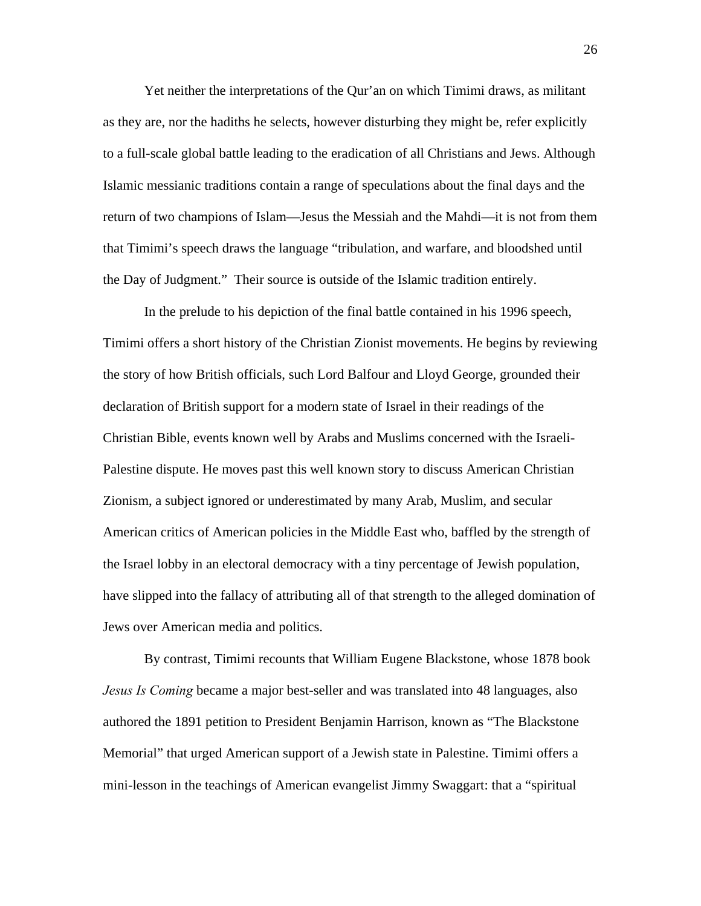Yet neither the interpretations of the Qur'an on which Timimi draws, as militant as they are, nor the hadiths he selects, however disturbing they might be, refer explicitly to a full-scale global battle leading to the eradication of all Christians and Jews. Although Islamic messianic traditions contain a range of speculations about the final days and the return of two champions of Islam—Jesus the Messiah and the Mahdi—it is not from them that Timimi's speech draws the language "tribulation, and warfare, and bloodshed until the Day of Judgment." Their source is outside of the Islamic tradition entirely.

In the prelude to his depiction of the final battle contained in his 1996 speech, Timimi offers a short history of the Christian Zionist movements. He begins by reviewing the story of how British officials, such Lord Balfour and Lloyd George, grounded their declaration of British support for a modern state of Israel in their readings of the Christian Bible, events known well by Arabs and Muslims concerned with the Israeli-Palestine dispute. He moves past this well known story to discuss American Christian Zionism, a subject ignored or underestimated by many Arab, Muslim, and secular American critics of American policies in the Middle East who, baffled by the strength of the Israel lobby in an electoral democracy with a tiny percentage of Jewish population, have slipped into the fallacy of attributing all of that strength to the alleged domination of Jews over American media and politics.

By contrast, Timimi recounts that William Eugene Blackstone, whose 1878 book *Jesus Is Coming* became a major best-seller and was translated into 48 languages, also authored the 1891 petition to President Benjamin Harrison, known as "The Blackstone Memorial" that urged American support of a Jewish state in Palestine. Timimi offers a mini-lesson in the teachings of American evangelist Jimmy Swaggart: that a "spiritual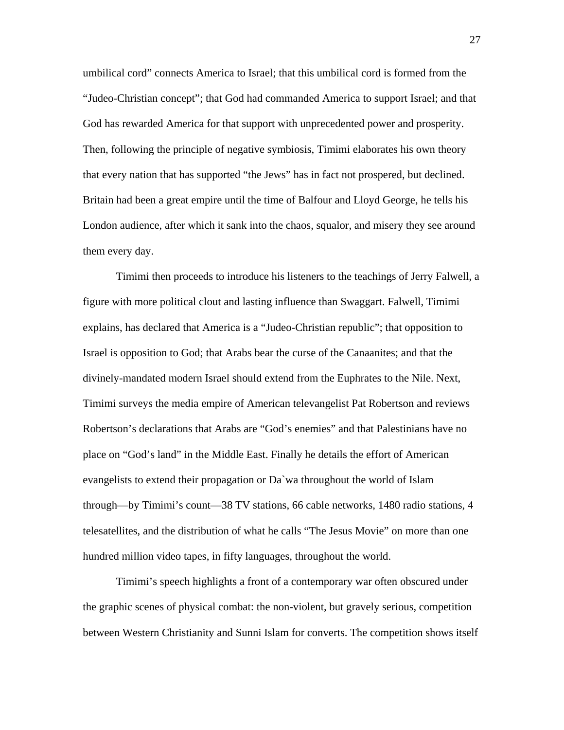umbilical cord" connects America to Israel; that this umbilical cord is formed from the "Judeo-Christian concept"; that God had commanded America to support Israel; and that God has rewarded America for that support with unprecedented power and prosperity. Then, following the principle of negative symbiosis, Timimi elaborates his own theory that every nation that has supported "the Jews" has in fact not prospered, but declined. Britain had been a great empire until the time of Balfour and Lloyd George, he tells his London audience, after which it sank into the chaos, squalor, and misery they see around them every day.

Timimi then proceeds to introduce his listeners to the teachings of Jerry Falwell, a figure with more political clout and lasting influence than Swaggart. Falwell, Timimi explains, has declared that America is a "Judeo-Christian republic"; that opposition to Israel is opposition to God; that Arabs bear the curse of the Canaanites; and that the divinely-mandated modern Israel should extend from the Euphrates to the Nile. Next, Timimi surveys the media empire of American televangelist Pat Robertson and reviews Robertson's declarations that Arabs are "God's enemies" and that Palestinians have no place on "God's land" in the Middle East. Finally he details the effort of American evangelists to extend their propagation or Da`wa throughout the world of Islam through—by Timimi's count—38 TV stations, 66 cable networks, 1480 radio stations, 4 telesatellites, and the distribution of what he calls "The Jesus Movie" on more than one hundred million video tapes, in fifty languages, throughout the world.

Timimi's speech highlights a front of a contemporary war often obscured under the graphic scenes of physical combat: the non-violent, but gravely serious, competition between Western Christianity and Sunni Islam for converts. The competition shows itself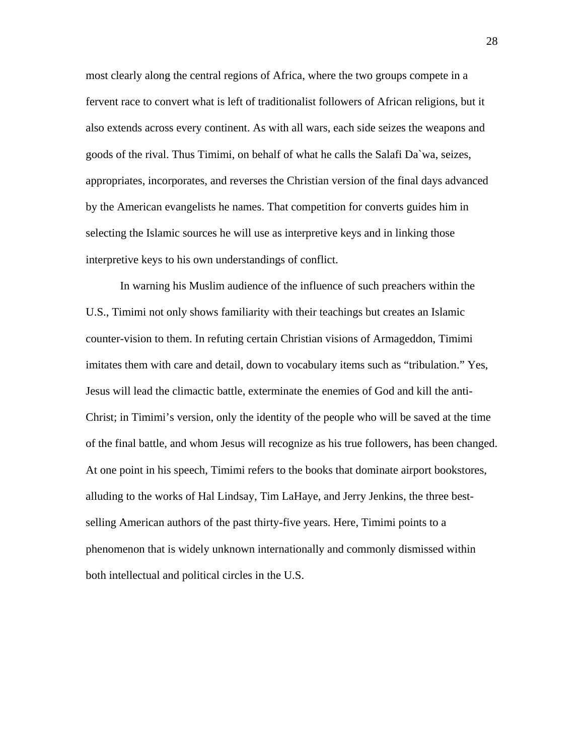most clearly along the central regions of Africa, where the two groups compete in a fervent race to convert what is left of traditionalist followers of African religions, but it also extends across every continent. As with all wars, each side seizes the weapons and goods of the rival. Thus Timimi, on behalf of what he calls the Salafi Da`wa, seizes, appropriates, incorporates, and reverses the Christian version of the final days advanced by the American evangelists he names. That competition for converts guides him in selecting the Islamic sources he will use as interpretive keys and in linking those interpretive keys to his own understandings of conflict.

In warning his Muslim audience of the influence of such preachers within the U.S., Timimi not only shows familiarity with their teachings but creates an Islamic counter-vision to them. In refuting certain Christian visions of Armageddon, Timimi imitates them with care and detail, down to vocabulary items such as "tribulation." Yes, Jesus will lead the climactic battle, exterminate the enemies of God and kill the anti-Christ; in Timimi's version, only the identity of the people who will be saved at the time of the final battle, and whom Jesus will recognize as his true followers, has been changed. At one point in his speech, Timimi refers to the books that dominate airport bookstores, alluding to the works of Hal Lindsay, Tim LaHaye, and Jerry Jenkins, the three best-selling American authors of the past thirty-five years. Here, Timimi points to a phenomenon that is widely unknown internationally and commonly dismissed within both intellectual and political circles in the U.S.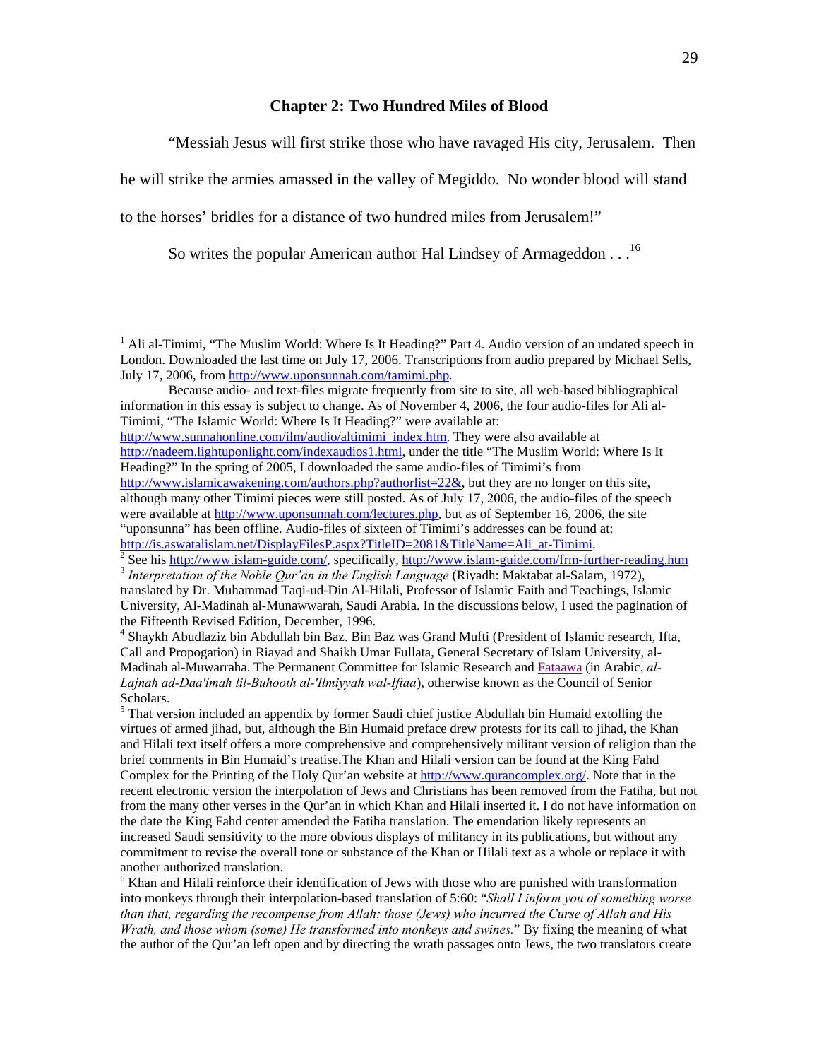## Chapter 2: Two Hundred Miles of Blood

"Messiah Jesus will first strike those who have ravaged His city, Jerusalem. Then he will strike the armies amassed in the valley of Megiddo. No wonder blood will stand to the horses' bridles for a distance of two hundred miles from Jerusalem!"

So writes the popular American author Hal Lindsey of Armageddon . . .[16]

---

[1] Ali al-Timimi, "The Muslim World: Where Is It Heading?" Part 4. Audio version of an undated speech in London. Downloaded the last time on July 17, 2006. Transcriptions from audio prepared by Michael Sells, July 17, 2006, from http://www.uponsunnah.com/tamimi.php.

Because audio- and text-files migrate frequently from site to site, all web-based bibliographical information in this essay is subject to change. As of November 4, 2006, the four audio-files for Ali al-Timimi, "The Islamic World: Where Is It Heading?" were available at: http://www.sunnahonline.com/ilm/audio/altimimi_index.htm. They were also available at http://nadeem.lightuponlight.com/indexaudios1.html, under the title "The Muslim World: Where Is It Heading?" In the spring of 2005, I downloaded the same audio-files of Timimi's from http://www.islamicawakening.com/authors.php?authorlist=22&, but they are no longer on this site, although many other Timimi pieces were still posted. As of July 17, 2006, the audio-files of the speech were available at http://www.uponsunnah.com/lectures.php, but as of September 16, 2006, the site "uponsunna" has been offline. Audio-files of sixteen of Timimi's addresses can be found at: http://is.aswatalislam.net/DisplayFilesP.aspx?TitleID=2081&TitleName=Ali_at-Timimi.

[2] See his http://www.islam-guide.com/, specifically, http://www.islam-guide.com/frm-further-reading.htm

[3] *Interpretation of the Noble Qur'an in the English Language* (Riyadh: Maktabat al-Salam, 1972), translated by Dr. Muhammad Taqi-ud-Din Al-Hilali, Professor of Islamic Faith and Teachings, Islamic University, Al-Madinah al-Munawwarah, Saudi Arabia. In the discussions below, I used the pagination of the Fifteenth Revised Edition, December, 1996.

[4] Shaykh Abudlaziz bin Abdullah bin Baz. Bin Baz was Grand Mufti (President of Islamic research, Ifta, Call and Propogation) in Riayad and Shaikh Umar Fullata, General Secretary of Islam University, al-Madinah al-Muwarraha. The Permanent Committee for Islamic Research and Fataawa (in Arabic, *al-Lajnah ad-Daa'imah lil-Buhooth al-'Ilmiyyah wal-Iftaa*), otherwise known as the Council of Senior Scholars.

[5] That version included an appendix by former Saudi chief justice Abdullah bin Humaid extolling the virtues of armed jihad, but, although the Bin Humaid preface drew protests for its call to jihad, the Khan and Hilali text itself offers a more comprehensive and comprehensively militant version of religion than the brief comments in Bin Humaid's treatise.The Khan and Hilali version can be found at the King Fahd Complex for the Printing of the Holy Qur'an website at http://www.qurancomplex.org/. Note that in the recent electronic version the interpolation of Jews and Christians has been removed from the Fatiha, but not from the many other verses in the Qur'an in which Khan and Hilali inserted it. I do not have information on the date the King Fahd center amended the Fatiha translation. The emendation likely represents an increased Saudi sensitivity to the more obvious displays of militancy in its publications, but without any commitment to revise the overall tone or substance of the Khan or Hilali text as a whole or replace it with another authorized translation.

[6] Khan and Hilali reinforce their identification of Jews with those who are punished with transformation into monkeys through their interpolation-based translation of 5:60: "*Shall I inform you of something worse than that, regarding the recompense from Allah: those (Jews) who incurred the Curse of Allah and His Wrath, and those whom (some) He transformed into monkeys and swines.*" By fixing the meaning of what the author of the Qur'an left open and by directing the wrath passages onto Jews, the two translators create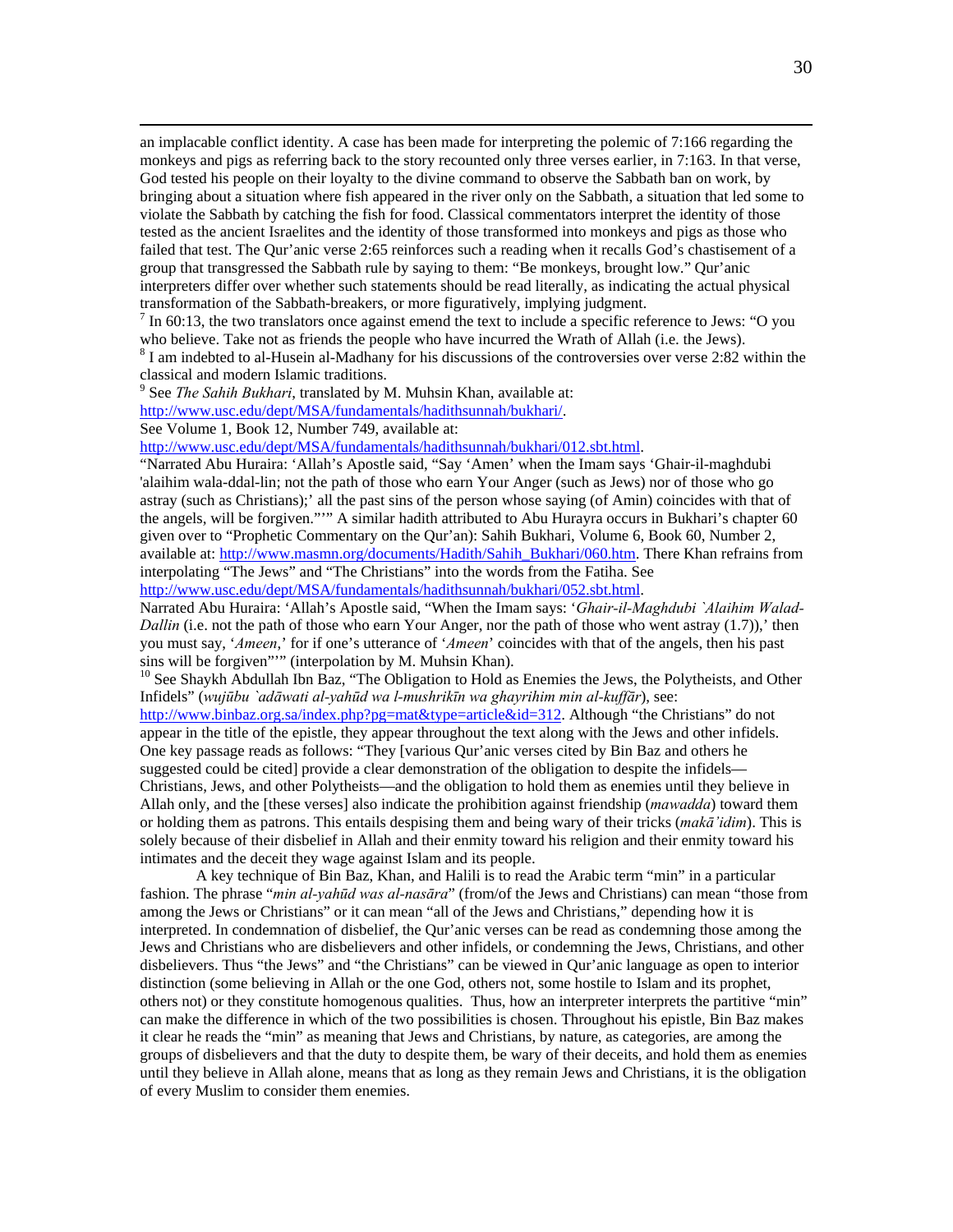an implacable conflict identity. A case has been made for interpreting the polemic of 7:166 regarding the monkeys and pigs as referring back to the story recounted only three verses earlier, in 7:163. In that verse, God tested his people on their loyalty to the divine command to observe the Sabbath ban on work, by bringing about a situation where fish appeared in the river only on the Sabbath, a situation that led some to violate the Sabbath by catching the fish for food. Classical commentators interpret the identity of those tested as the ancient Israelites and the identity of those transformed into monkeys and pigs as those who failed that test. The Qur'anic verse 2:65 reinforces such a reading when it recalls God's chastisement of a group that transgressed the Sabbath rule by saying to them: "Be monkeys, brought low." Qur'anic interpreters differ over whether such statements should be read literally, as indicating the actual physical transformation of the Sabbath-breakers, or more figuratively, implying judgment.

[7] In 60:13, the two translators once against emend the text to include a specific reference to Jews: "O you who believe. Take not as friends the people who have incurred the Wrath of Allah (i.e. the Jews).

[8] I am indebted to al-Husein al-Madhany for his discussions of the controversies over verse 2:82 within the classical and modern Islamic traditions.

[9] See *The Sahih Bukhari*, translated by M. Muhsin Khan, available at: http://www.usc.edu/dept/MSA/fundamentals/hadithsunnah/bukhari/.
See Volume 1, Book 12, Number 749, available at: http://www.usc.edu/dept/MSA/fundamentals/hadithsunnah/bukhari/012.sbt.html.
"Narrated Abu Huraira: 'Allah's Apostle said, "Say 'Amen' when the Imam says 'Ghair-il-maghdubi 'alaihim wala-ddal-lin; not the path of those who earn Your Anger (such as Jews) nor of those who go astray (such as Christians);' all the past sins of the person whose saying (of Amin) coincides with that of the angels, will be forgiven."'" A similar hadith attributed to Abu Hurayra occurs in Bukhari's chapter 60 given over to "Prophetic Commentary on the Qur'an): Sahih Bukhari, Volume 6, Book 60, Number 2, available at: http://www.masmn.org/documents/Hadith/Sahih_Bukhari/060.htm. There Khan refrains from interpolating "The Jews" and "The Christians" into the words from the Fatiha. See http://www.usc.edu/dept/MSA/fundamentals/hadithsunnah/bukhari/052.sbt.html.
Narrated Abu Huraira: 'Allah's Apostle said, "When the Imam says: '*Ghair-il-Maghdubi `Alaihim Walad-Dallin* (i.e. not the path of those who earn Your Anger, nor the path of those who went astray (1.7)),' then you must say, '*Ameen*,' for if one's utterance of '*Ameen*' coincides with that of the angels, then his past sins will be forgiven"'" (interpolation by M. Muhsin Khan).

[10] See Shaykh Abdullah Ibn Baz, "The Obligation to Hold as Enemies the Jews, the Polytheists, and Other Infidels" (*wujūbu `adāwati al-yahūd wa l-mushrikīn wa ghayrihim min al-kuffār*), see: http://www.binbaz.org.sa/index.php?pg=mat&type=article&id=312. Although "the Christians" do not appear in the title of the epistle, they appear throughout the text along with the Jews and other infidels. One key passage reads as follows: "They [various Qur'anic verses cited by Bin Baz and others he suggested could be cited] provide a clear demonstration of the obligation to despite the infidels—Christians, Jews, and other Polytheists—and the obligation to hold them as enemies until they believe in Allah only, and the [these verses] also indicate the prohibition against friendship (*mawadda*) toward them or holding them as patrons. This entails despising them and being wary of their tricks (*makā'idim*). This is solely because of their disbelief in Allah and their enmity toward his religion and their enmity toward his intimates and the deceit they wage against Islam and its people.

A key technique of Bin Baz, Khan, and Halili is to read the Arabic term "min" in a particular fashion. The phrase "*min al-yahūd was al-nasāra*" (from/of the Jews and Christians) can mean "those from among the Jews or Christians" or it can mean "all of the Jews and Christians," depending how it is interpreted. In condemnation of disbelief, the Qur'anic verses can be read as condemning those among the Jews and Christians who are disbelievers and other infidels, or condemning the Jews, Christians, and other disbelievers. Thus "the Jews" and "the Christians" can be viewed in Qur'anic language as open to interior distinction (some believing in Allah or the one God, others not, some hostile to Islam and its prophet, others not) or they constitute homogenous qualities. Thus, how an interpreter interprets the partitive "min" can make the difference in which of the two possibilities is chosen. Throughout his epistle, Bin Baz makes it clear he reads the "min" as meaning that Jews and Christians, by nature, as categories, are among the groups of disbelievers and that the duty to despite them, be wary of their deceits, and hold them as enemies until they believe in Allah alone, means that as long as they remain Jews and Christians, it is the obligation of every Muslim to consider them enemies.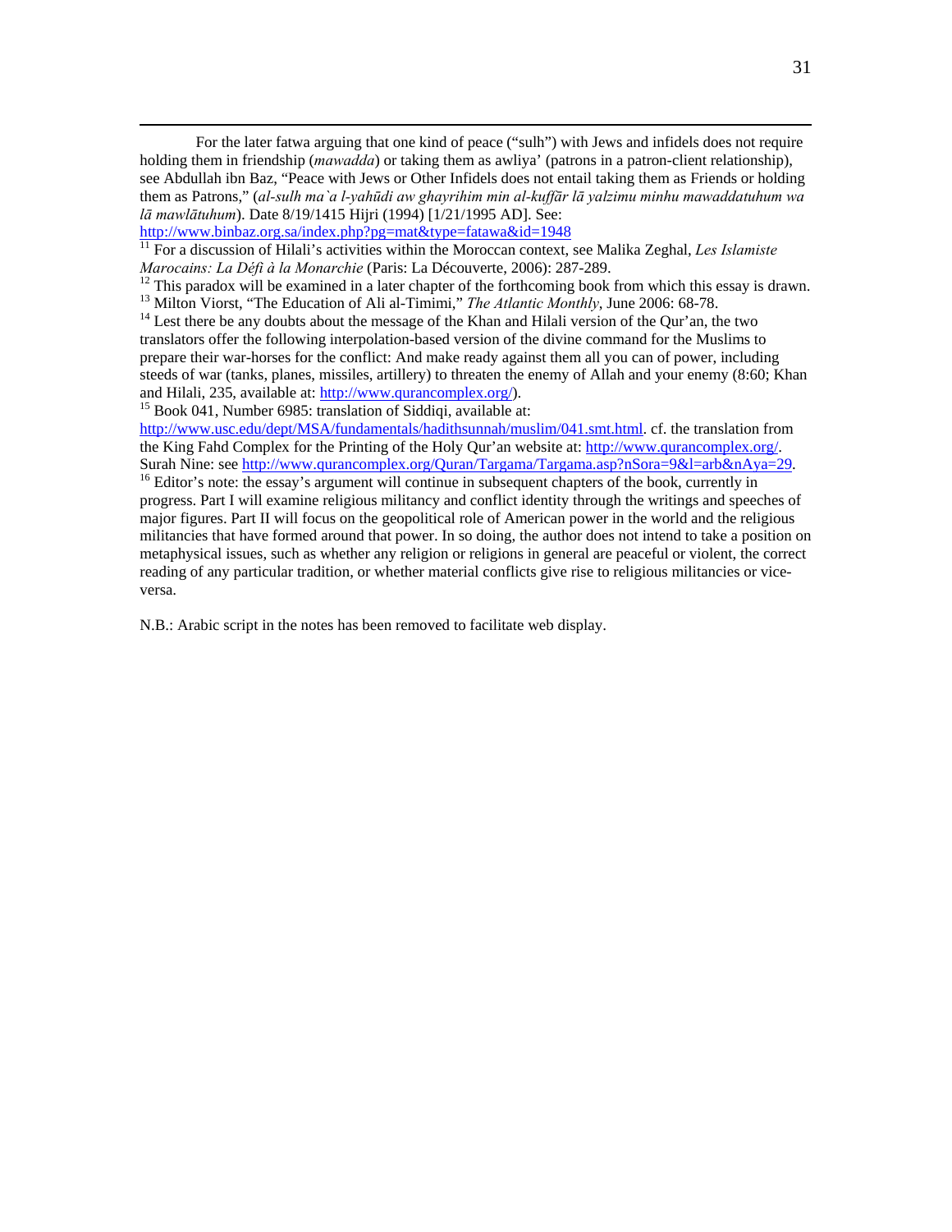For the later fatwa arguing that one kind of peace ("sulh") with Jews and infidels does not require holding them in friendship (*mawadda*) or taking them as awliya' (patrons in a patron-client relationship), see Abdullah ibn Baz, "Peace with Jews or Other Infidels does not entail taking them as Friends or holding them as Patrons," (*al-sulh ma`a l-yahūdi aw ghayrihim min al-kuffār lā yalzimu minhu mawaddatuhum wa lā mawlātuhum*). Date 8/19/1415 Hijri (1994) [1/21/1995 AD]. See: http://www.binbaz.org.sa/index.php?pg=mat&type=fatawa&id=1948

[11] For a discussion of Hilali's activities within the Moroccan context, see Malika Zeghal, *Les Islamiste Marocains: La Défi à la Monarchie* (Paris: La Découverte, 2006): 287-289.

[12] This paradox will be examined in a later chapter of the forthcoming book from which this essay is drawn.

[13] Milton Viorst, "The Education of Ali al-Timimi," *The Atlantic Monthly*, June 2006: 68-78.

[14] Lest there be any doubts about the message of the Khan and Hilali version of the Qur'an, the two translators offer the following interpolation-based version of the divine command for the Muslims to prepare their war-horses for the conflict: And make ready against them all you can of power, including steeds of war (tanks, planes, missiles, artillery) to threaten the enemy of Allah and your enemy (8:60; Khan and Hilali, 235, available at: http://www.qurancomplex.org/).

[15] Book 041, Number 6985: translation of Siddiqi, available at: http://www.usc.edu/dept/MSA/fundamentals/hadithsunnah/muslim/041.smt.html. cf. the translation from the King Fahd Complex for the Printing of the Holy Qur'an website at: http://www.qurancomplex.org/. Surah Nine: see http://www.qurancomplex.org/Quran/Targama/Targama.asp?nSora=9&l=arb&nAya=29.

[16] Editor's note: the essay's argument will continue in subsequent chapters of the book, currently in progress. Part I will examine religious militancy and conflict identity through the writings and speeches of major figures. Part II will focus on the geopolitical role of American power in the world and the religious militancies that have formed around that power. In so doing, the author does not intend to take a position on metaphysical issues, such as whether any religion or religions in general are peaceful or violent, the correct reading of any particular tradition, or whether material conflicts give rise to religious militancies or vice-versa.

N.B.: Arabic script in the notes has been removed to facilitate web display.